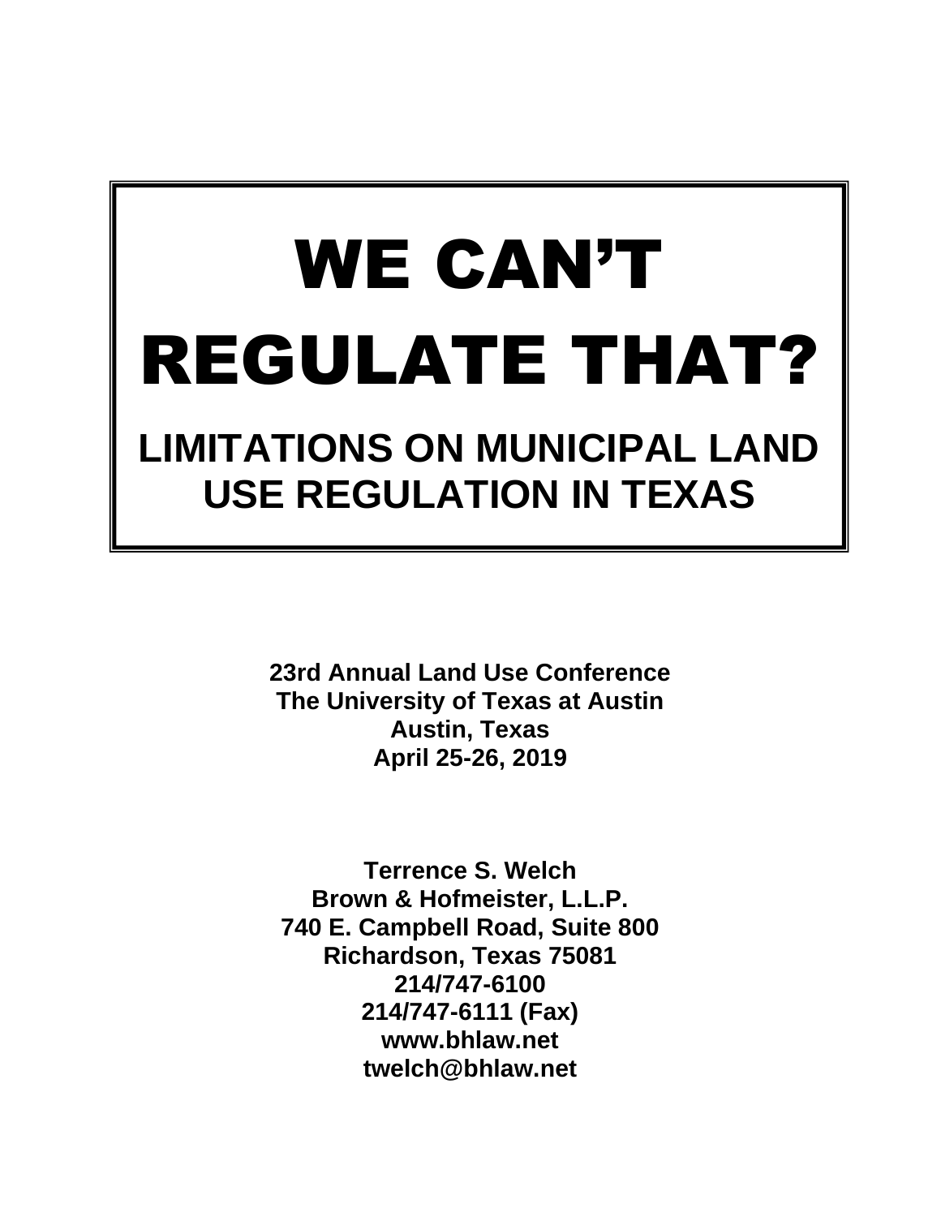# WE CAN'T REGULATE THAT?

## LIMITATIONS ON MUNICIPAL LAND USE REGULATION IN TEXAS

**23rd Annual Land Use Conference**
**The University of Texas at Austin**
**Austin, Texas**
**April 25-26, 2019**

**Terrence S. Welch**
**Brown & Hofmeister, L.L.P.**
**740 E. Campbell Road, Suite 800**
**Richardson, Texas 75081**
**214/747-6100**
**214/747-6111 (Fax)**
**www.bhlaw.net**
**twelch@bhlaw.net**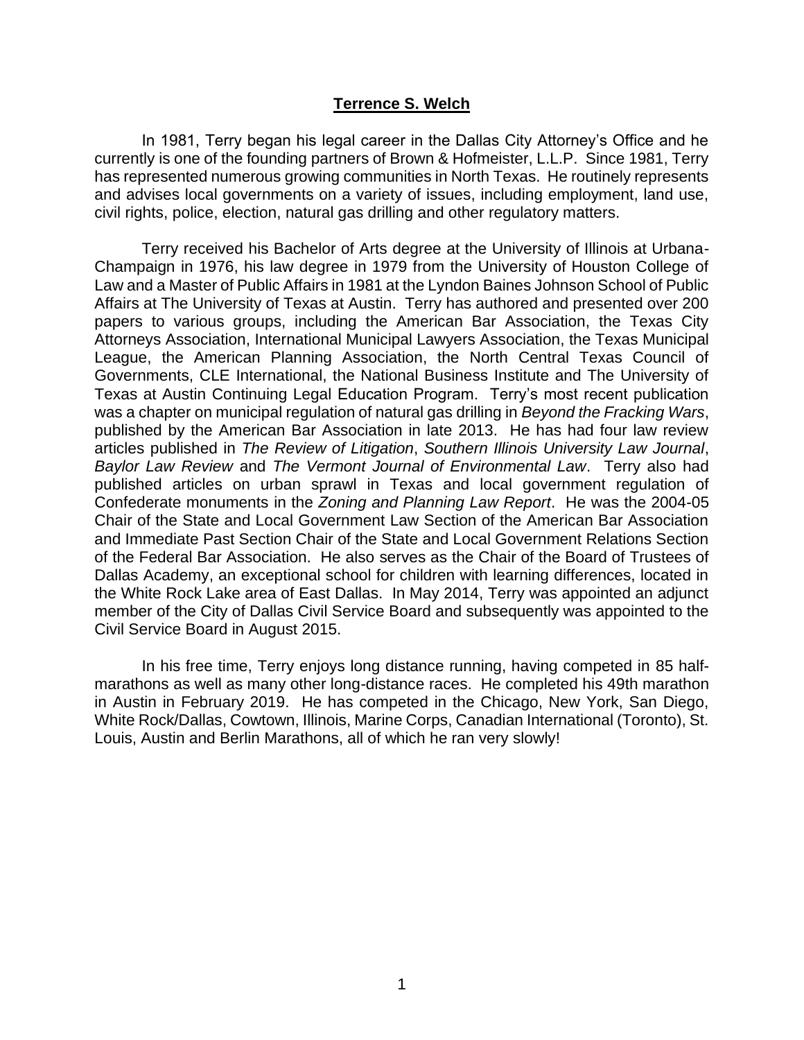**Terrence S. Welch**

In 1981, Terry began his legal career in the Dallas City Attorney's Office and he currently is one of the founding partners of Brown & Hofmeister, L.L.P. Since 1981, Terry has represented numerous growing communities in North Texas. He routinely represents and advises local governments on a variety of issues, including employment, land use, civil rights, police, election, natural gas drilling and other regulatory matters.

Terry received his Bachelor of Arts degree at the University of Illinois at Urbana-Champaign in 1976, his law degree in 1979 from the University of Houston College of Law and a Master of Public Affairs in 1981 at the Lyndon Baines Johnson School of Public Affairs at The University of Texas at Austin. Terry has authored and presented over 200 papers to various groups, including the American Bar Association, the Texas City Attorneys Association, International Municipal Lawyers Association, the Texas Municipal League, the American Planning Association, the North Central Texas Council of Governments, CLE International, the National Business Institute and The University of Texas at Austin Continuing Legal Education Program. Terry's most recent publication was a chapter on municipal regulation of natural gas drilling in *Beyond the Fracking Wars*, published by the American Bar Association in late 2013. He has had four law review articles published in *The Review of Litigation*, *Southern Illinois University Law Journal*, *Baylor Law Review* and *The Vermont Journal of Environmental Law*. Terry also had published articles on urban sprawl in Texas and local government regulation of Confederate monuments in the *Zoning and Planning Law Report*. He was the 2004-05 Chair of the State and Local Government Law Section of the American Bar Association and Immediate Past Section Chair of the State and Local Government Relations Section of the Federal Bar Association. He also serves as the Chair of the Board of Trustees of Dallas Academy, an exceptional school for children with learning differences, located in the White Rock Lake area of East Dallas. In May 2014, Terry was appointed an adjunct member of the City of Dallas Civil Service Board and subsequently was appointed to the Civil Service Board in August 2015.

In his free time, Terry enjoys long distance running, having competed in 85 half-marathons as well as many other long-distance races. He completed his 49th marathon in Austin in February 2019. He has competed in the Chicago, New York, San Diego, White Rock/Dallas, Cowtown, Illinois, Marine Corps, Canadian International (Toronto), St. Louis, Austin and Berlin Marathons, all of which he ran very slowly!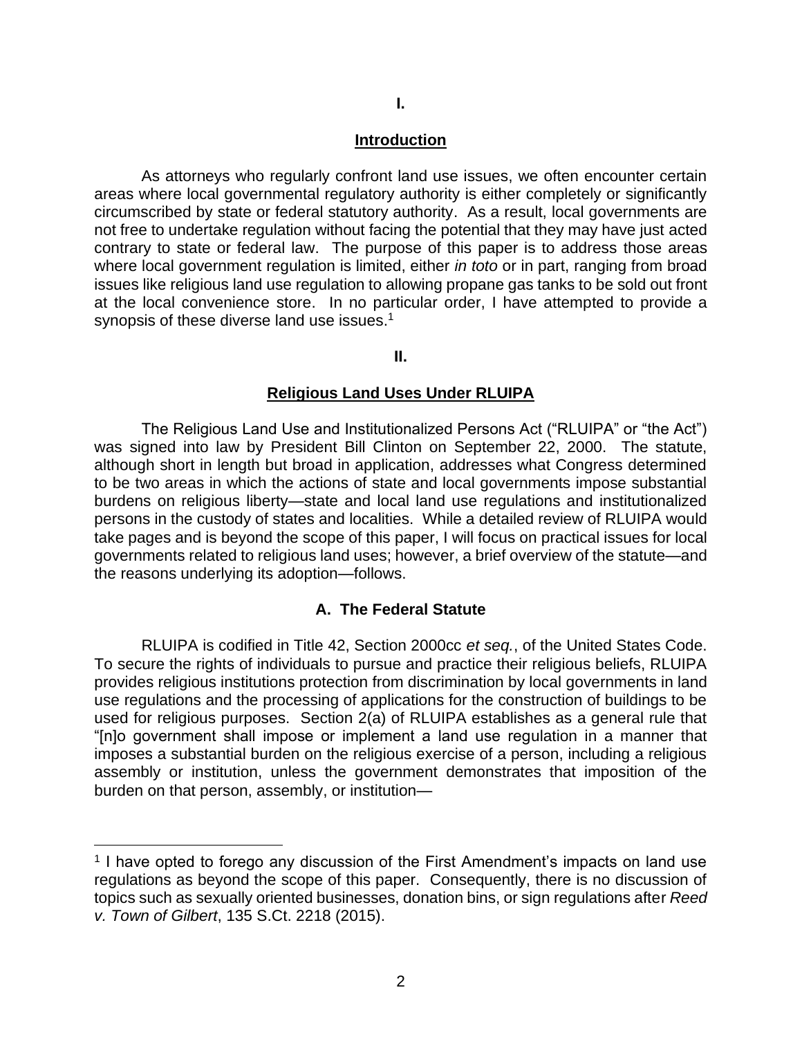## I.

## Introduction

As attorneys who regularly confront land use issues, we often encounter certain areas where local governmental regulatory authority is either completely or significantly circumscribed by state or federal statutory authority. As a result, local governments are not free to undertake regulation without facing the potential that they may have just acted contrary to state or federal law. The purpose of this paper is to address those areas where local government regulation is limited, either *in toto* or in part, ranging from broad issues like religious land use regulation to allowing propane gas tanks to be sold out front at the local convenience store. In no particular order, I have attempted to provide a synopsis of these diverse land use issues.[1]

## II.

## Religious Land Uses Under RLUIPA

The Religious Land Use and Institutionalized Persons Act ("RLUIPA" or "the Act") was signed into law by President Bill Clinton on September 22, 2000. The statute, although short in length but broad in application, addresses what Congress determined to be two areas in which the actions of state and local governments impose substantial burdens on religious liberty—state and local land use regulations and institutionalized persons in the custody of states and localities. While a detailed review of RLUIPA would take pages and is beyond the scope of this paper, I will focus on practical issues for local governments related to religious land uses; however, a brief overview of the statute—and the reasons underlying its adoption—follows.

### A. The Federal Statute

RLUIPA is codified in Title 42, Section 2000cc *et seq.*, of the United States Code. To secure the rights of individuals to pursue and practice their religious beliefs, RLUIPA provides religious institutions protection from discrimination by local governments in land use regulations and the processing of applications for the construction of buildings to be used for religious purposes. Section 2(a) of RLUIPA establishes as a general rule that "[n]o government shall impose or implement a land use regulation in a manner that imposes a substantial burden on the religious exercise of a person, including a religious assembly or institution, unless the government demonstrates that imposition of the burden on that person, assembly, or institution—

---

[1] I have opted to forego any discussion of the First Amendment's impacts on land use regulations as beyond the scope of this paper. Consequently, there is no discussion of topics such as sexually oriented businesses, donation bins, or sign regulations after *Reed v. Town of Gilbert*, 135 S.Ct. 2218 (2015).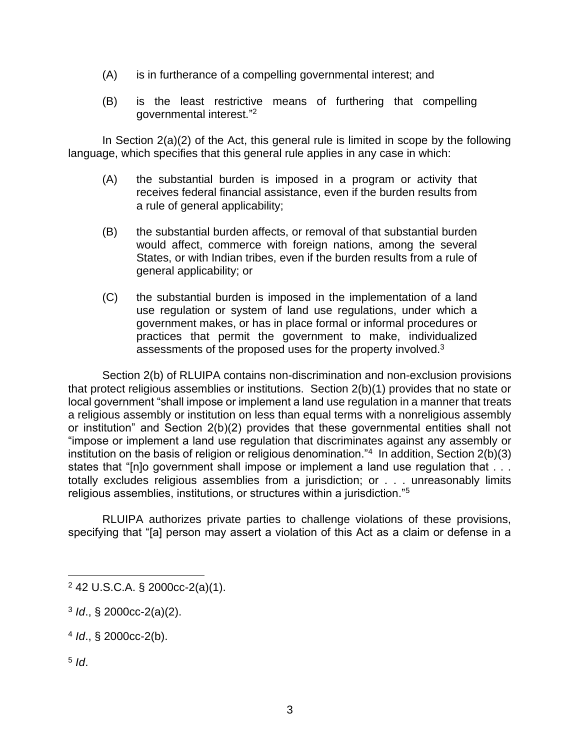(A) is in furtherance of a compelling governmental interest; and

(B) is the least restrictive means of furthering that compelling governmental interest."[2]

In Section 2(a)(2) of the Act, this general rule is limited in scope by the following language, which specifies that this general rule applies in any case in which:

(A) the substantial burden is imposed in a program or activity that receives federal financial assistance, even if the burden results from a rule of general applicability;

(B) the substantial burden affects, or removal of that substantial burden would affect, commerce with foreign nations, among the several States, or with Indian tribes, even if the burden results from a rule of general applicability; or

(C) the substantial burden is imposed in the implementation of a land use regulation or system of land use regulations, under which a government makes, or has in place formal or informal procedures or practices that permit the government to make, individualized assessments of the proposed uses for the property involved.[3]

Section 2(b) of RLUIPA contains non-discrimination and non-exclusion provisions that protect religious assemblies or institutions. Section 2(b)(1) provides that no state or local government "shall impose or implement a land use regulation in a manner that treats a religious assembly or institution on less than equal terms with a nonreligious assembly or institution" and Section 2(b)(2) provides that these governmental entities shall not "impose or implement a land use regulation that discriminates against any assembly or institution on the basis of religion or religious denomination."[4] In addition, Section 2(b)(3) states that "[n]o government shall impose or implement a land use regulation that . . . totally excludes religious assemblies from a jurisdiction; or . . . unreasonably limits religious assemblies, institutions, or structures within a jurisdiction."[5]

RLUIPA authorizes private parties to challenge violations of these provisions, specifying that "[a] person may assert a violation of this Act as a claim or defense in a

---

[2] 42 U.S.C.A. § 2000cc-2(a)(1).

[3] *Id*., § 2000cc-2(a)(2).

[4] *Id*., § 2000cc-2(b).

[5] *Id*.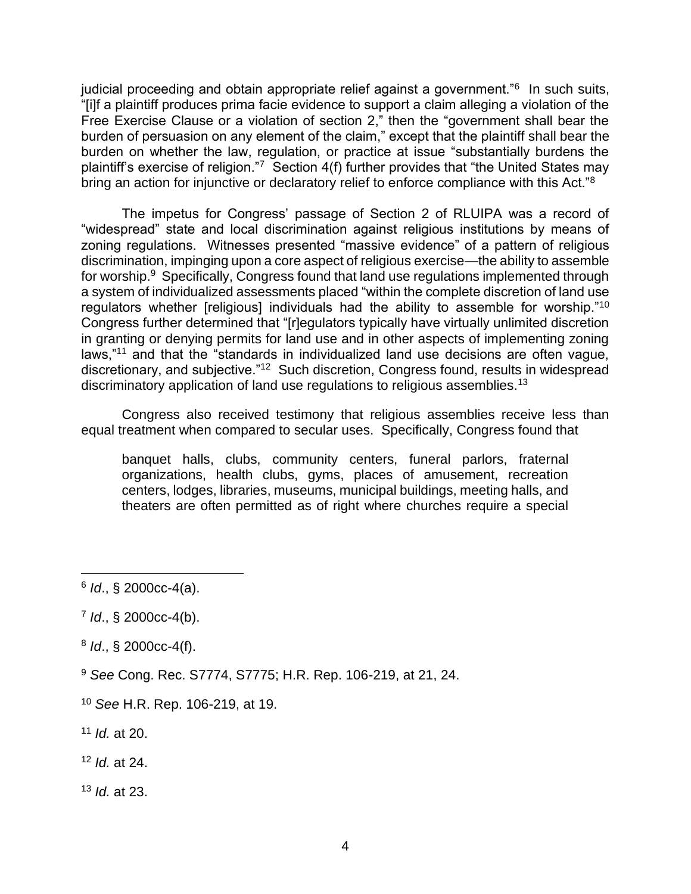judicial proceeding and obtain appropriate relief against a government."[6] In such suits, "[i]f a plaintiff produces prima facie evidence to support a claim alleging a violation of the Free Exercise Clause or a violation of section 2," then the "government shall bear the burden of persuasion on any element of the claim," except that the plaintiff shall bear the burden on whether the law, regulation, or practice at issue "substantially burdens the plaintiff's exercise of religion."[7] Section 4(f) further provides that "the United States may bring an action for injunctive or declaratory relief to enforce compliance with this Act."[8]

The impetus for Congress' passage of Section 2 of RLUIPA was a record of "widespread" state and local discrimination against religious institutions by means of zoning regulations. Witnesses presented "massive evidence" of a pattern of religious discrimination, impinging upon a core aspect of religious exercise—the ability to assemble for worship.[9] Specifically, Congress found that land use regulations implemented through a system of individualized assessments placed "within the complete discretion of land use regulators whether [religious] individuals had the ability to assemble for worship."[10] Congress further determined that "[r]egulators typically have virtually unlimited discretion in granting or denying permits for land use and in other aspects of implementing zoning laws,"[11] and that the "standards in individualized land use decisions are often vague, discretionary, and subjective."[12] Such discretion, Congress found, results in widespread discriminatory application of land use regulations to religious assemblies.[13]

Congress also received testimony that religious assemblies receive less than equal treatment when compared to secular uses. Specifically, Congress found that

> banquet halls, clubs, community centers, funeral parlors, fraternal organizations, health clubs, gyms, places of amusement, recreation centers, lodges, libraries, museums, municipal buildings, meeting halls, and theaters are often permitted as of right where churches require a special

---

[6] *Id*., § 2000cc-4(a).

[7] *Id*., § 2000cc-4(b).

[8] *Id*., § 2000cc-4(f).

[9] *See* Cong. Rec. S7774, S7775; H.R. Rep. 106-219, at 21, 24.

[10] *See* H.R. Rep. 106-219, at 19.

[11] *Id.* at 20.

[12] *Id.* at 24.

[13] *Id.* at 23.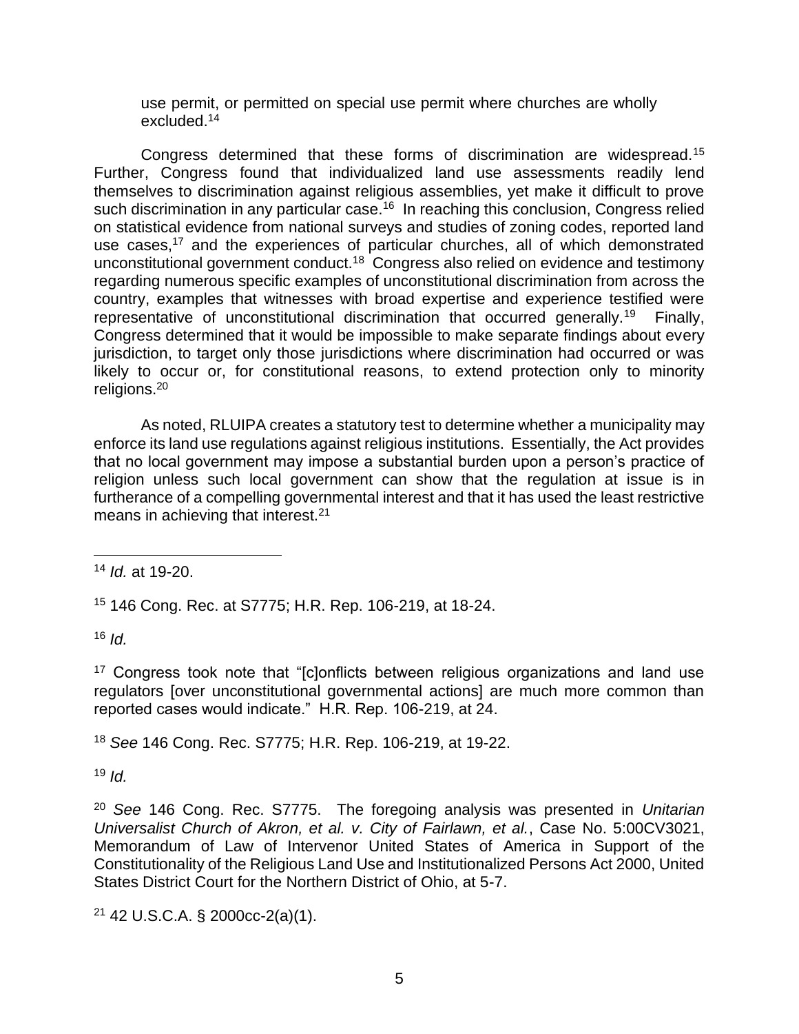use permit, or permitted on special use permit where churches are wholly excluded.[14]

Congress determined that these forms of discrimination are widespread.[15] Further, Congress found that individualized land use assessments readily lend themselves to discrimination against religious assemblies, yet make it difficult to prove such discrimination in any particular case.[16] In reaching this conclusion, Congress relied on statistical evidence from national surveys and studies of zoning codes, reported land use cases,[17] and the experiences of particular churches, all of which demonstrated unconstitutional government conduct.[18] Congress also relied on evidence and testimony regarding numerous specific examples of unconstitutional discrimination from across the country, examples that witnesses with broad expertise and experience testified were representative of unconstitutional discrimination that occurred generally.[19] Finally, Congress determined that it would be impossible to make separate findings about every jurisdiction, to target only those jurisdictions where discrimination had occurred or was likely to occur or, for constitutional reasons, to extend protection only to minority religions.[20]

As noted, RLUIPA creates a statutory test to determine whether a municipality may enforce its land use regulations against religious institutions. Essentially, the Act provides that no local government may impose a substantial burden upon a person's practice of religion unless such local government can show that the regulation at issue is in furtherance of a compelling governmental interest and that it has used the least restrictive means in achieving that interest.[21]

---

[14] *Id.* at 19-20.

[15] 146 Cong. Rec. at S7775; H.R. Rep. 106-219, at 18-24.

[16] *Id.*

[17] Congress took note that "[c]onflicts between religious organizations and land use regulators [over unconstitutional governmental actions] are much more common than reported cases would indicate." H.R. Rep. 106-219, at 24.

[18] *See* 146 Cong. Rec. S7775; H.R. Rep. 106-219, at 19-22.

[19] *Id.*

[20] *See* 146 Cong. Rec. S7775. The foregoing analysis was presented in *Unitarian Universalist Church of Akron, et al. v. City of Fairlawn, et al.*, Case No. 5:00CV3021, Memorandum of Law of Intervenor United States of America in Support of the Constitutionality of the Religious Land Use and Institutionalized Persons Act 2000, United States District Court for the Northern District of Ohio, at 5-7.

[21] 42 U.S.C.A. § 2000cc-2(a)(1).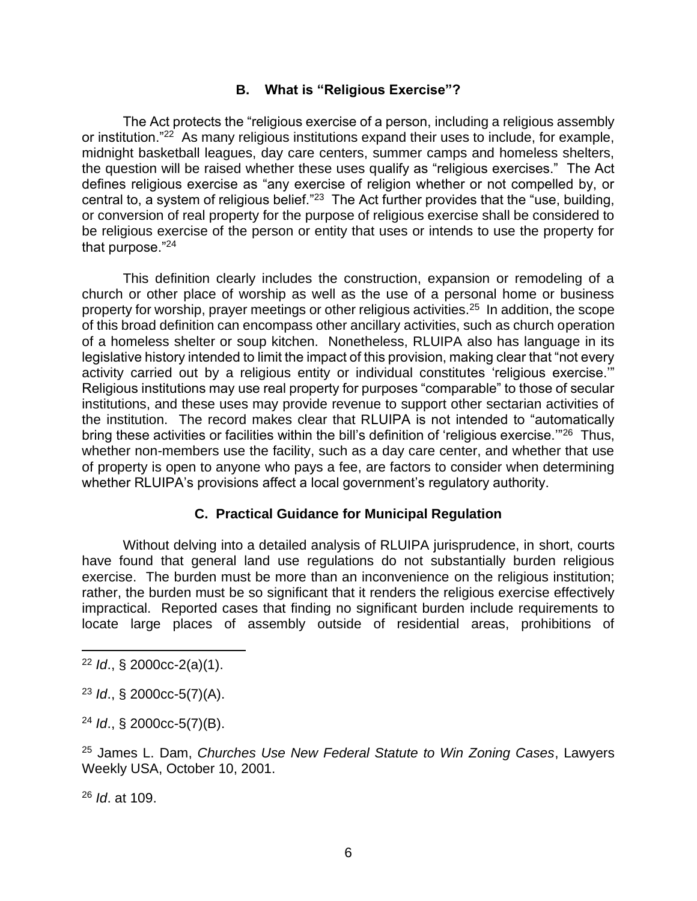### B. What is "Religious Exercise"?

The Act protects the "religious exercise of a person, including a religious assembly or institution."[22] As many religious institutions expand their uses to include, for example, midnight basketball leagues, day care centers, summer camps and homeless shelters, the question will be raised whether these uses qualify as "religious exercises." The Act defines religious exercise as "any exercise of religion whether or not compelled by, or central to, a system of religious belief."[23] The Act further provides that the "use, building, or conversion of real property for the purpose of religious exercise shall be considered to be religious exercise of the person or entity that uses or intends to use the property for that purpose."[24]

This definition clearly includes the construction, expansion or remodeling of a church or other place of worship as well as the use of a personal home or business property for worship, prayer meetings or other religious activities.[25] In addition, the scope of this broad definition can encompass other ancillary activities, such as church operation of a homeless shelter or soup kitchen. Nonetheless, RLUIPA also has language in its legislative history intended to limit the impact of this provision, making clear that "not every activity carried out by a religious entity or individual constitutes 'religious exercise.'" Religious institutions may use real property for purposes "comparable" to those of secular institutions, and these uses may provide revenue to support other sectarian activities of the institution. The record makes clear that RLUIPA is not intended to "automatically bring these activities or facilities within the bill's definition of 'religious exercise.'"[26] Thus, whether non-members use the facility, such as a day care center, and whether that use of property is open to anyone who pays a fee, are factors to consider when determining whether RLUIPA's provisions affect a local government's regulatory authority.

### C. Practical Guidance for Municipal Regulation

Without delving into a detailed analysis of RLUIPA jurisprudence, in short, courts have found that general land use regulations do not substantially burden religious exercise. The burden must be more than an inconvenience on the religious institution; rather, the burden must be so significant that it renders the religious exercise effectively impractical. Reported cases that finding no significant burden include requirements to locate large places of assembly outside of residential areas, prohibitions of

---

[22] *Id*., § 2000cc-2(a)(1).

[23] *Id*., § 2000cc-5(7)(A).

[24] *Id*., § 2000cc-5(7)(B).

[25] James L. Dam, *Churches Use New Federal Statute to Win Zoning Cases*, Lawyers Weekly USA, October 10, 2001.

[26] *Id*. at 109.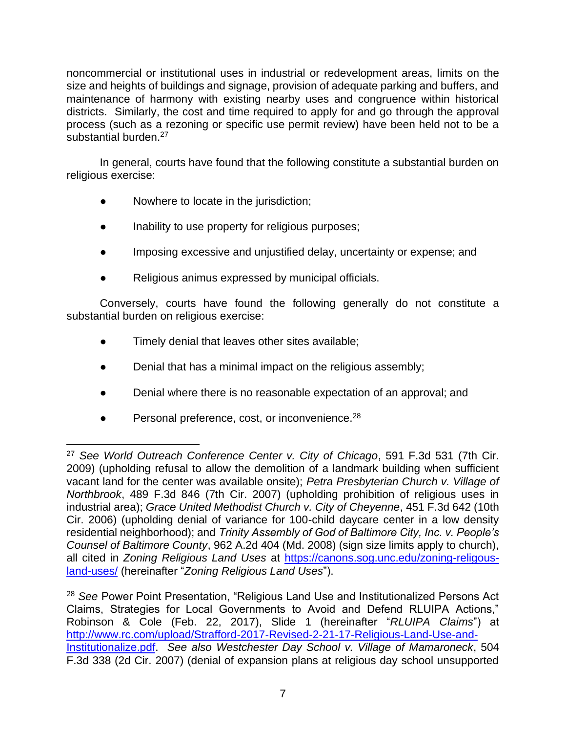noncommercial or institutional uses in industrial or redevelopment areas, limits on the size and heights of buildings and signage, provision of adequate parking and buffers, and maintenance of harmony with existing nearby uses and congruence within historical districts. Similarly, the cost and time required to apply for and go through the approval process (such as a rezoning or specific use permit review) have been held not to be a substantial burden.[27]

In general, courts have found that the following constitute a substantial burden on religious exercise:

- Nowhere to locate in the jurisdiction;
- Inability to use property for religious purposes;
- Imposing excessive and unjustified delay, uncertainty or expense; and
- Religious animus expressed by municipal officials.

Conversely, courts have found the following generally do not constitute a substantial burden on religious exercise:

- Timely denial that leaves other sites available;
- Denial that has a minimal impact on the religious assembly;
- Denial where there is no reasonable expectation of an approval; and
- Personal preference, cost, or inconvenience.[28]

---

[27] *See World Outreach Conference Center v. City of Chicago*, 591 F.3d 531 (7th Cir. 2009) (upholding refusal to allow the demolition of a landmark building when sufficient vacant land for the center was available onsite); *Petra Presbyterian Church v. Village of Northbrook*, 489 F.3d 846 (7th Cir. 2007) (upholding prohibition of religious uses in industrial area); *Grace United Methodist Church v. City of Cheyenne*, 451 F.3d 642 (10th Cir. 2006) (upholding denial of variance for 100-child daycare center in a low density residential neighborhood); and *Trinity Assembly of God of Baltimore City, Inc. v. People's Counsel of Baltimore County*, 962 A.2d 404 (Md. 2008) (sign size limits apply to church), all cited in *Zoning Religious Land Uses* at https://canons.sog.unc.edu/zoning-religous-land-uses/ (hereinafter "*Zoning Religious Land Uses*").

[28] *See* Power Point Presentation, "Religious Land Use and Institutionalized Persons Act Claims, Strategies for Local Governments to Avoid and Defend RLUIPA Actions," Robinson & Cole (Feb. 22, 2017), Slide 1 (hereinafter "*RLUIPA Claims*") at http://www.rc.com/upload/Strafford-2017-Revised-2-21-17-Religious-Land-Use-and-Institutionalize.pdf. *See also Westchester Day School v. Village of Mamaroneck*, 504 F.3d 338 (2d Cir. 2007) (denial of expansion plans at religious day school unsupported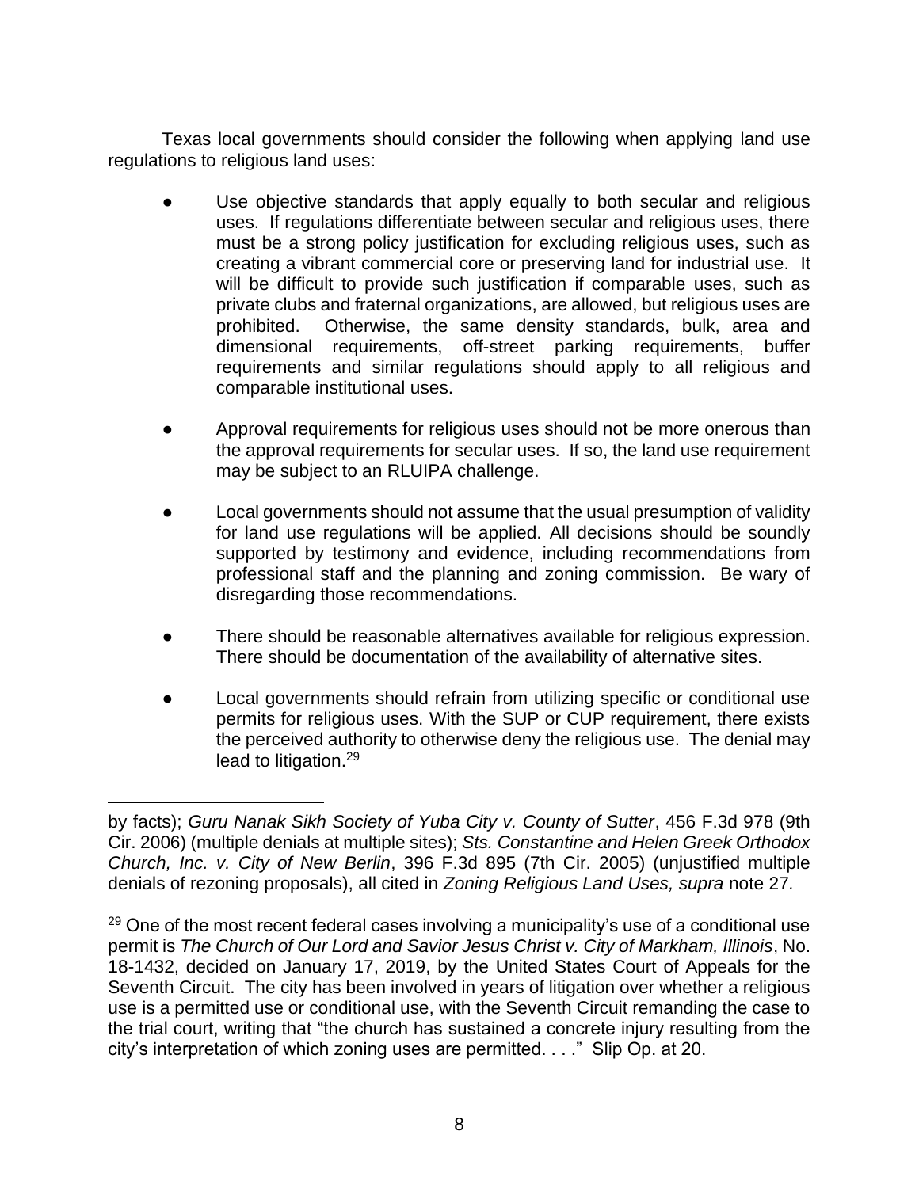Texas local governments should consider the following when applying land use regulations to religious land uses:

- Use objective standards that apply equally to both secular and religious uses. If regulations differentiate between secular and religious uses, there must be a strong policy justification for excluding religious uses, such as creating a vibrant commercial core or preserving land for industrial use. It will be difficult to provide such justification if comparable uses, such as private clubs and fraternal organizations, are allowed, but religious uses are prohibited. Otherwise, the same density standards, bulk, area and dimensional requirements, off-street parking requirements, buffer requirements and similar regulations should apply to all religious and comparable institutional uses.

- Approval requirements for religious uses should not be more onerous than the approval requirements for secular uses. If so, the land use requirement may be subject to an RLUIPA challenge.

- Local governments should not assume that the usual presumption of validity for land use regulations will be applied. All decisions should be soundly supported by testimony and evidence, including recommendations from professional staff and the planning and zoning commission. Be wary of disregarding those recommendations.

- There should be reasonable alternatives available for religious expression. There should be documentation of the availability of alternative sites.

- Local governments should refrain from utilizing specific or conditional use permits for religious uses. With the SUP or CUP requirement, there exists the perceived authority to otherwise deny the religious use. The denial may lead to litigation.[29]

---

by facts); *Guru Nanak Sikh Society of Yuba City v. County of Sutter*, 456 F.3d 978 (9th Cir. 2006) (multiple denials at multiple sites); *Sts. Constantine and Helen Greek Orthodox Church, Inc. v. City of New Berlin*, 396 F.3d 895 (7th Cir. 2005) (unjustified multiple denials of rezoning proposals), all cited in *Zoning Religious Land Uses, supra* note 27.

[29] One of the most recent federal cases involving a municipality's use of a conditional use permit is *The Church of Our Lord and Savior Jesus Christ v. City of Markham, Illinois*, No. 18-1432, decided on January 17, 2019, by the United States Court of Appeals for the Seventh Circuit. The city has been involved in years of litigation over whether a religious use is a permitted use or conditional use, with the Seventh Circuit remanding the case to the trial court, writing that "the church has sustained a concrete injury resulting from the city's interpretation of which zoning uses are permitted. . . ." Slip Op. at 20.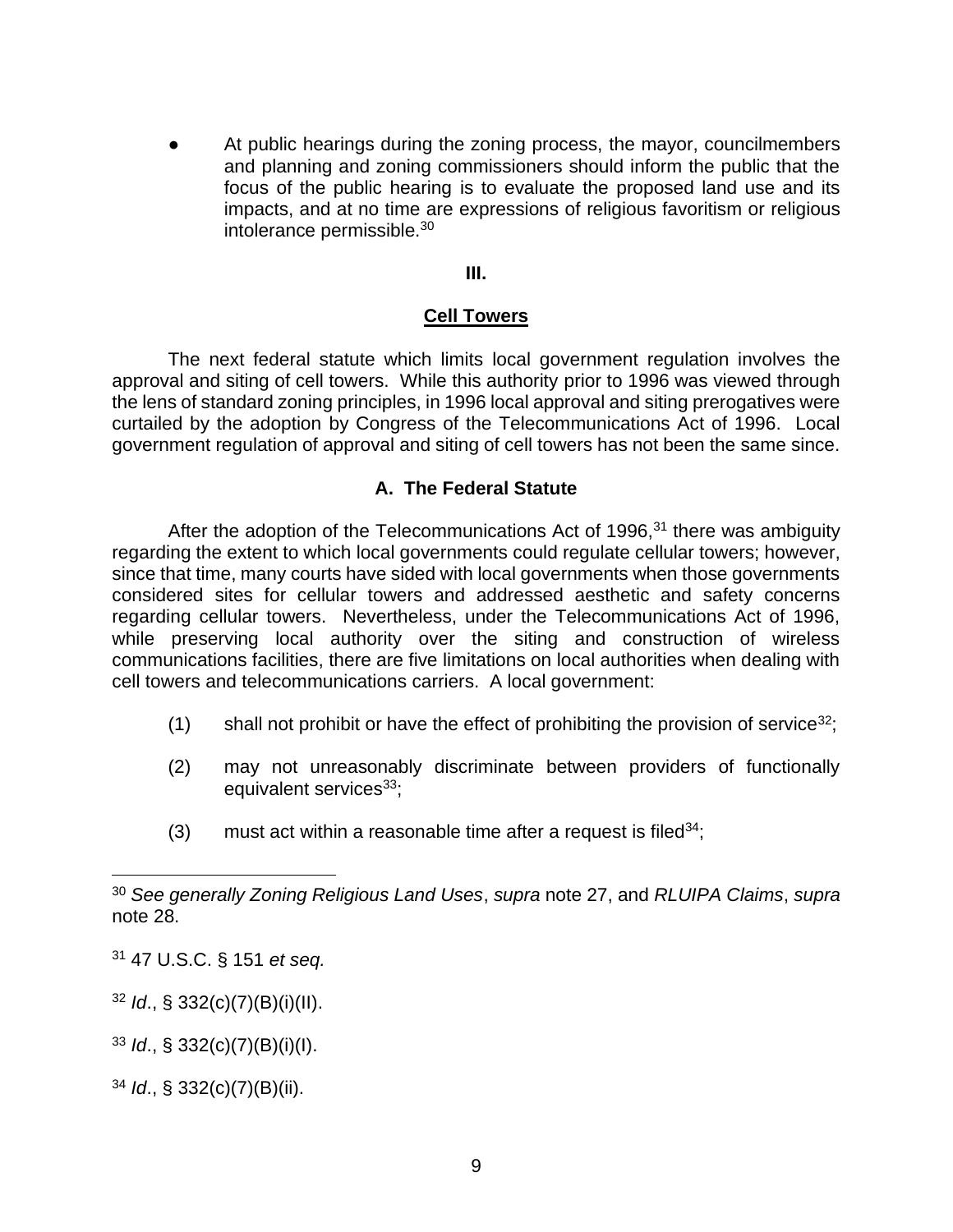- At public hearings during the zoning process, the mayor, councilmembers and planning and zoning commissioners should inform the public that the focus of the public hearing is to evaluate the proposed land use and its impacts, and at no time are expressions of religious favoritism or religious intolerance permissible.[30]

## III.

## Cell Towers

The next federal statute which limits local government regulation involves the approval and siting of cell towers. While this authority prior to 1996 was viewed through the lens of standard zoning principles, in 1996 local approval and siting prerogatives were curtailed by the adoption by Congress of the Telecommunications Act of 1996. Local government regulation of approval and siting of cell towers has not been the same since.

### A. The Federal Statute

After the adoption of the Telecommunications Act of 1996,[31] there was ambiguity regarding the extent to which local governments could regulate cellular towers; however, since that time, many courts have sided with local governments when those governments considered sites for cellular towers and addressed aesthetic and safety concerns regarding cellular towers. Nevertheless, under the Telecommunications Act of 1996, while preserving local authority over the siting and construction of wireless communications facilities, there are five limitations on local authorities when dealing with cell towers and telecommunications carriers. A local government:

(1) shall not prohibit or have the effect of prohibiting the provision of service[32];

(2) may not unreasonably discriminate between providers of functionally equivalent services[33];

(3) must act within a reasonable time after a request is filed[34];

---

[30] *See generally Zoning Religious Land Uses*, *supra* note 27, and *RLUIPA Claims*, *supra* note 28.

[31] 47 U.S.C. § 151 *et seq.*

[32] *Id*., § 332(c)(7)(B)(i)(II).

[33] *Id*., § 332(c)(7)(B)(i)(I).

[34] *Id*., § 332(c)(7)(B)(ii).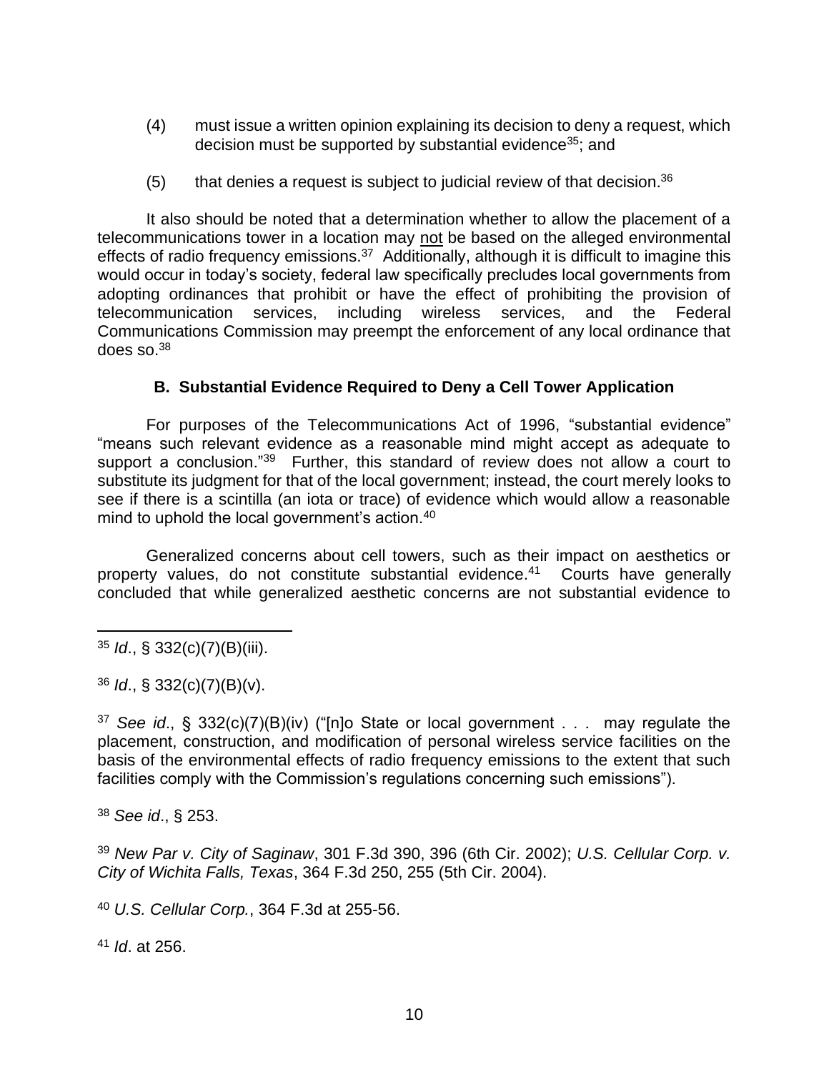(4) must issue a written opinion explaining its decision to deny a request, which decision must be supported by substantial evidence[35]; and

(5) that denies a request is subject to judicial review of that decision.[36]

It also should be noted that a determination whether to allow the placement of a telecommunications tower in a location may not be based on the alleged environmental effects of radio frequency emissions.[37] Additionally, although it is difficult to imagine this would occur in today's society, federal law specifically precludes local governments from adopting ordinances that prohibit or have the effect of prohibiting the provision of telecommunication services, including wireless services, and the Federal Communications Commission may preempt the enforcement of any local ordinance that does so.[38]

### B. Substantial Evidence Required to Deny a Cell Tower Application

For purposes of the Telecommunications Act of 1996, "substantial evidence" "means such relevant evidence as a reasonable mind might accept as adequate to support a conclusion."[39] Further, this standard of review does not allow a court to substitute its judgment for that of the local government; instead, the court merely looks to see if there is a scintilla (an iota or trace) of evidence which would allow a reasonable mind to uphold the local government's action.[40]

Generalized concerns about cell towers, such as their impact on aesthetics or property values, do not constitute substantial evidence.[41] Courts have generally concluded that while generalized aesthetic concerns are not substantial evidence to

---

[35] *Id*., § 332(c)(7)(B)(iii).

[36] *Id*., § 332(c)(7)(B)(v).

[37] *See id*., § 332(c)(7)(B)(iv) ("[n]o State or local government . . . may regulate the placement, construction, and modification of personal wireless service facilities on the basis of the environmental effects of radio frequency emissions to the extent that such facilities comply with the Commission's regulations concerning such emissions").

[38] *See id*., § 253.

[39] *New Par v. City of Saginaw*, 301 F.3d 390, 396 (6th Cir. 2002); *U.S. Cellular Corp. v. City of Wichita Falls, Texas*, 364 F.3d 250, 255 (5th Cir. 2004).

[40] *U.S. Cellular Corp.*, 364 F.3d at 255-56.

[41] *Id*. at 256.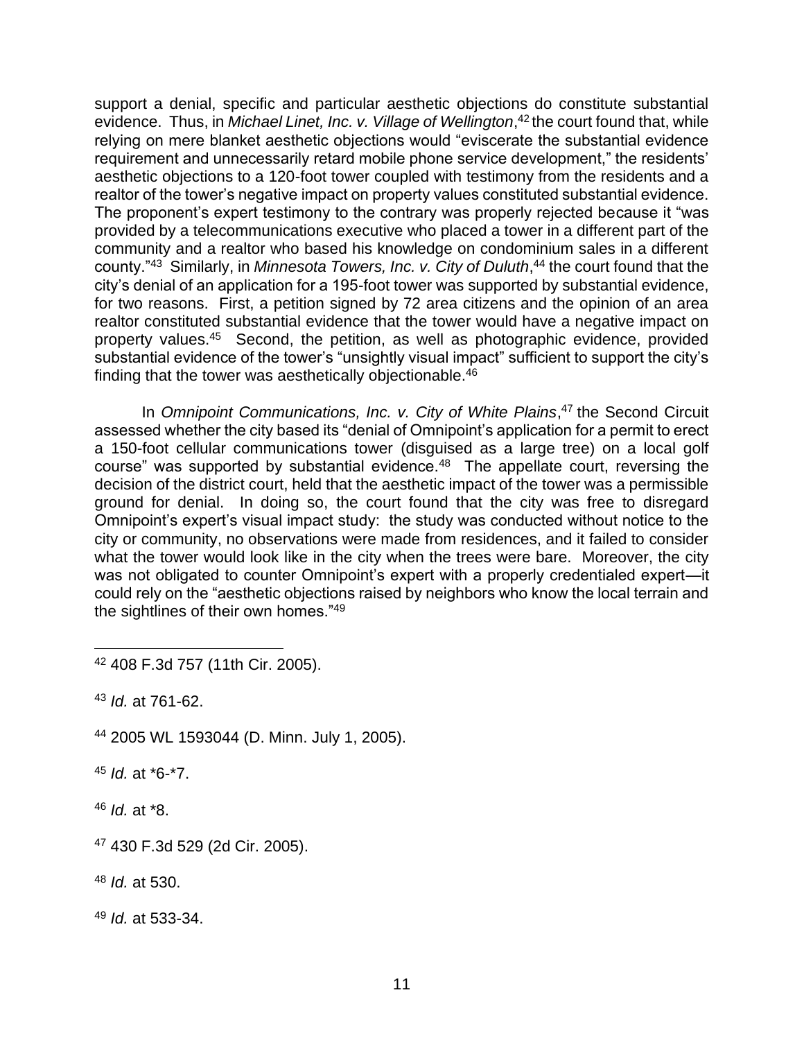support a denial, specific and particular aesthetic objections do constitute substantial evidence. Thus, in *Michael Linet, Inc. v. Village of Wellington*,[42] the court found that, while relying on mere blanket aesthetic objections would "eviscerate the substantial evidence requirement and unnecessarily retard mobile phone service development," the residents' aesthetic objections to a 120-foot tower coupled with testimony from the residents and a realtor of the tower's negative impact on property values constituted substantial evidence. The proponent's expert testimony to the contrary was properly rejected because it "was provided by a telecommunications executive who placed a tower in a different part of the community and a realtor who based his knowledge on condominium sales in a different county."[43] Similarly, in *Minnesota Towers, Inc. v. City of Duluth*,[44] the court found that the city's denial of an application for a 195-foot tower was supported by substantial evidence, for two reasons. First, a petition signed by 72 area citizens and the opinion of an area realtor constituted substantial evidence that the tower would have a negative impact on property values.[45] Second, the petition, as well as photographic evidence, provided substantial evidence of the tower's "unsightly visual impact" sufficient to support the city's finding that the tower was aesthetically objectionable.[46]

In *Omnipoint Communications, Inc. v. City of White Plains*,[47] the Second Circuit assessed whether the city based its "denial of Omnipoint's application for a permit to erect a 150-foot cellular communications tower (disguised as a large tree) on a local golf course" was supported by substantial evidence.[48] The appellate court, reversing the decision of the district court, held that the aesthetic impact of the tower was a permissible ground for denial. In doing so, the court found that the city was free to disregard Omnipoint's expert's visual impact study: the study was conducted without notice to the city or community, no observations were made from residences, and it failed to consider what the tower would look like in the city when the trees were bare. Moreover, the city was not obligated to counter Omnipoint's expert with a properly credentialed expert—it could rely on the "aesthetic objections raised by neighbors who know the local terrain and the sightlines of their own homes."[49]

---

[42] 408 F.3d 757 (11th Cir. 2005).

[43] *Id.* at 761-62.

[44] 2005 WL 1593044 (D. Minn. July 1, 2005).

[45] *Id.* at *6-*7.

[46] *Id.* at *8.

[47] 430 F.3d 529 (2d Cir. 2005).

[48] *Id.* at 530.

[49] *Id.* at 533-34.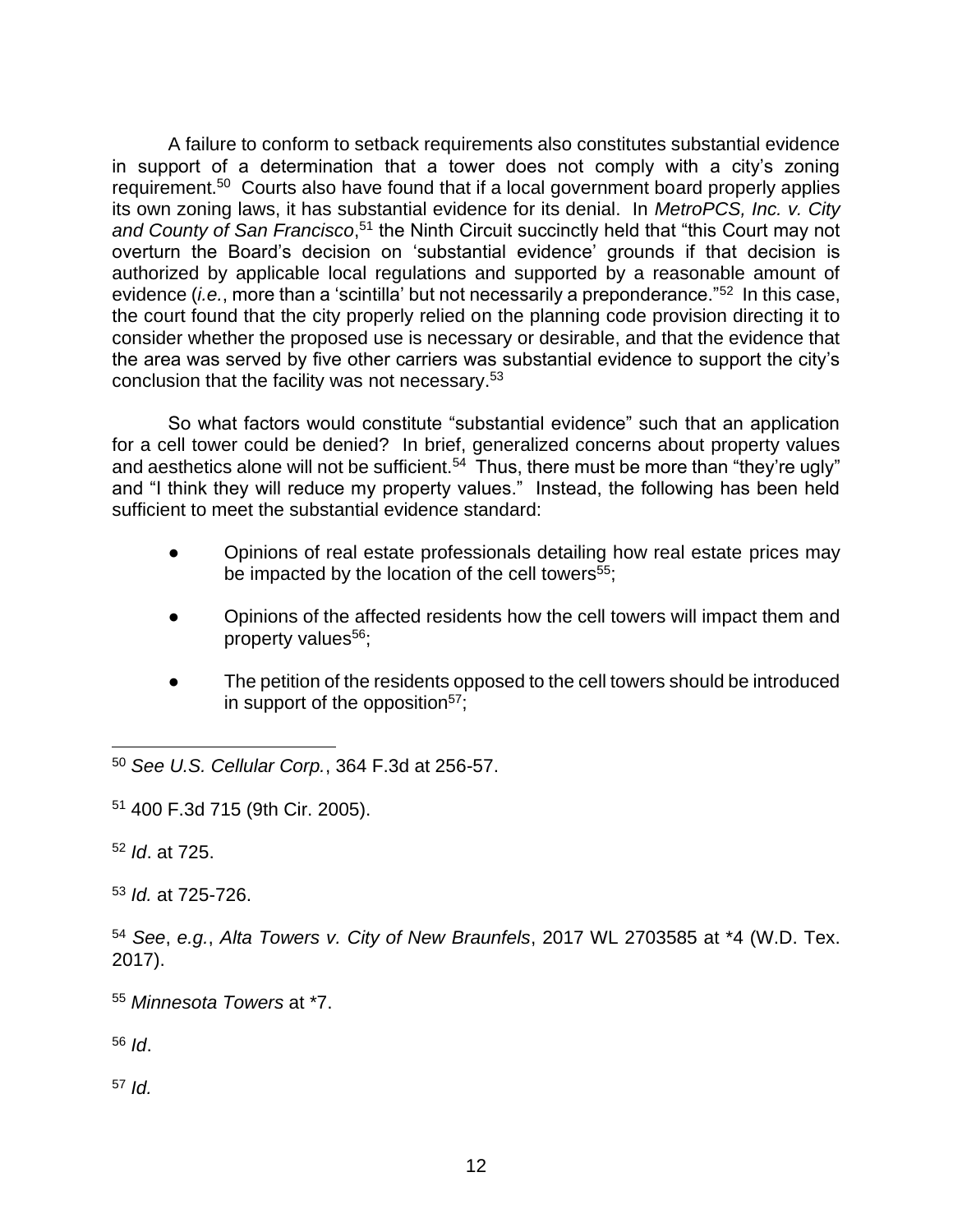A failure to conform to setback requirements also constitutes substantial evidence in support of a determination that a tower does not comply with a city's zoning requirement.[50] Courts also have found that if a local government board properly applies its own zoning laws, it has substantial evidence for its denial. In *MetroPCS, Inc. v. City and County of San Francisco*,[51] the Ninth Circuit succinctly held that "this Court may not overturn the Board's decision on 'substantial evidence' grounds if that decision is authorized by applicable local regulations and supported by a reasonable amount of evidence (*i.e.*, more than a 'scintilla' but not necessarily a preponderance."[52] In this case, the court found that the city properly relied on the planning code provision directing it to consider whether the proposed use is necessary or desirable, and that the evidence that the area was served by five other carriers was substantial evidence to support the city's conclusion that the facility was not necessary.[53]

So what factors would constitute "substantial evidence" such that an application for a cell tower could be denied? In brief, generalized concerns about property values and aesthetics alone will not be sufficient.[54] Thus, there must be more than "they're ugly" and "I think they will reduce my property values." Instead, the following has been held sufficient to meet the substantial evidence standard:

- Opinions of real estate professionals detailing how real estate prices may be impacted by the location of the cell towers[55];
- Opinions of the affected residents how the cell towers will impact them and property values[56];
- The petition of the residents opposed to the cell towers should be introduced in support of the opposition[57];

---

[50] *See U.S. Cellular Corp.*, 364 F.3d at 256-57.

[51] 400 F.3d 715 (9th Cir. 2005).

[52] *Id*. at 725.

[53] *Id.* at 725-726.

[54] *See*, *e.g.*, *Alta Towers v. City of New Braunfels*, 2017 WL 2703585 at *4 (W.D. Tex. 2017).

[55] *Minnesota Towers* at *7.

[56] *Id*.

[57] *Id.*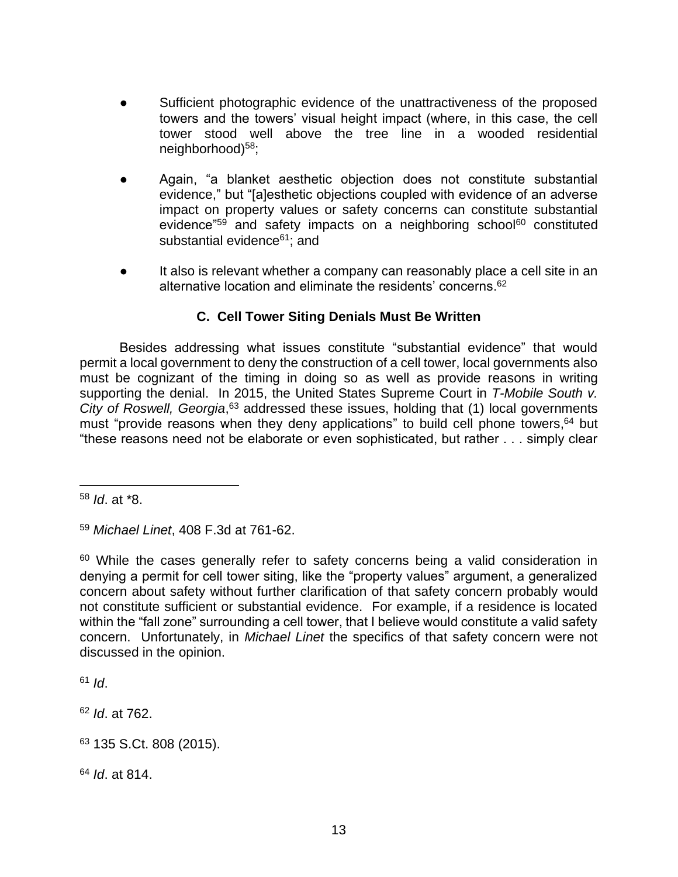- Sufficient photographic evidence of the unattractiveness of the proposed towers and the towers' visual height impact (where, in this case, the cell tower stood well above the tree line in a wooded residential neighborhood)[58];

- Again, "a blanket aesthetic objection does not constitute substantial evidence," but "[a]esthetic objections coupled with evidence of an adverse impact on property values or safety concerns can constitute substantial evidence"[59] and safety impacts on a neighboring school[60] constituted substantial evidence[61]; and

- It also is relevant whether a company can reasonably place a cell site in an alternative location and eliminate the residents' concerns.[62]

### C. Cell Tower Siting Denials Must Be Written

Besides addressing what issues constitute "substantial evidence" that would permit a local government to deny the construction of a cell tower, local governments also must be cognizant of the timing in doing so as well as provide reasons in writing supporting the denial. In 2015, the United States Supreme Court in *T-Mobile South v. City of Roswell, Georgia*,[63] addressed these issues, holding that (1) local governments must "provide reasons when they deny applications" to build cell phone towers,[64] but "these reasons need not be elaborate or even sophisticated, but rather . . . simply clear

---

[58] *Id*. at *8.

[59] *Michael Linet*, 408 F.3d at 761-62.

[60] While the cases generally refer to safety concerns being a valid consideration in denying a permit for cell tower siting, like the "property values" argument, a generalized concern about safety without further clarification of that safety concern probably would not constitute sufficient or substantial evidence. For example, if a residence is located within the "fall zone" surrounding a cell tower, that I believe would constitute a valid safety concern. Unfortunately, in *Michael Linet* the specifics of that safety concern were not discussed in the opinion.

[61] *Id*.

[62] *Id*. at 762.

[63] 135 S.Ct. 808 (2015).

[64] *Id*. at 814.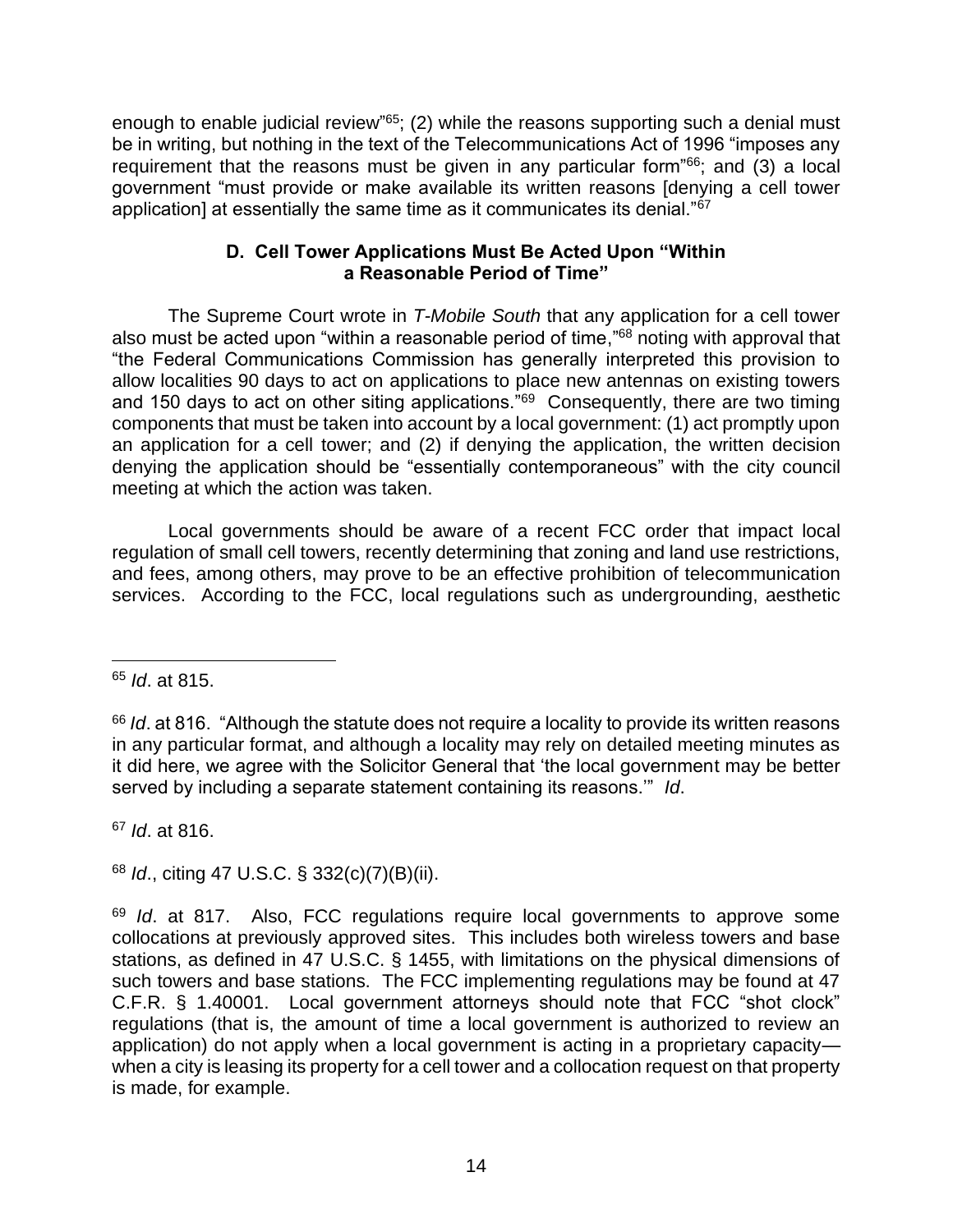enough to enable judicial review"[65]; (2) while the reasons supporting such a denial must be in writing, but nothing in the text of the Telecommunications Act of 1996 "imposes any requirement that the reasons must be given in any particular form"[66]; and (3) a local government "must provide or make available its written reasons [denying a cell tower application] at essentially the same time as it communicates its denial."[67]

### D. Cell Tower Applications Must Be Acted Upon "Within a Reasonable Period of Time"

The Supreme Court wrote in *T-Mobile South* that any application for a cell tower also must be acted upon "within a reasonable period of time,"[68] noting with approval that "the Federal Communications Commission has generally interpreted this provision to allow localities 90 days to act on applications to place new antennas on existing towers and 150 days to act on other siting applications."[69] Consequently, there are two timing components that must be taken into account by a local government: (1) act promptly upon an application for a cell tower; and (2) if denying the application, the written decision denying the application should be "essentially contemporaneous" with the city council meeting at which the action was taken.

Local governments should be aware of a recent FCC order that impact local regulation of small cell towers, recently determining that zoning and land use restrictions, and fees, among others, may prove to be an effective prohibition of telecommunication services. According to the FCC, local regulations such as undergrounding, aesthetic

---

[65] *Id*. at 815.

[66] *Id*. at 816. "Although the statute does not require a locality to provide its written reasons in any particular format, and although a locality may rely on detailed meeting minutes as it did here, we agree with the Solicitor General that 'the local government may be better served by including a separate statement containing its reasons.'" *Id*.

[67] *Id*. at 816.

[68] *Id*., citing 47 U.S.C. § 332(c)(7)(B)(ii).

[69] *Id*. at 817. Also, FCC regulations require local governments to approve some collocations at previously approved sites. This includes both wireless towers and base stations, as defined in 47 U.S.C. § 1455, with limitations on the physical dimensions of such towers and base stations. The FCC implementing regulations may be found at 47 C.F.R. § 1.40001. Local government attorneys should note that FCC "shot clock" regulations (that is, the amount of time a local government is authorized to review an application) do not apply when a local government is acting in a proprietary capacity—when a city is leasing its property for a cell tower and a collocation request on that property is made, for example.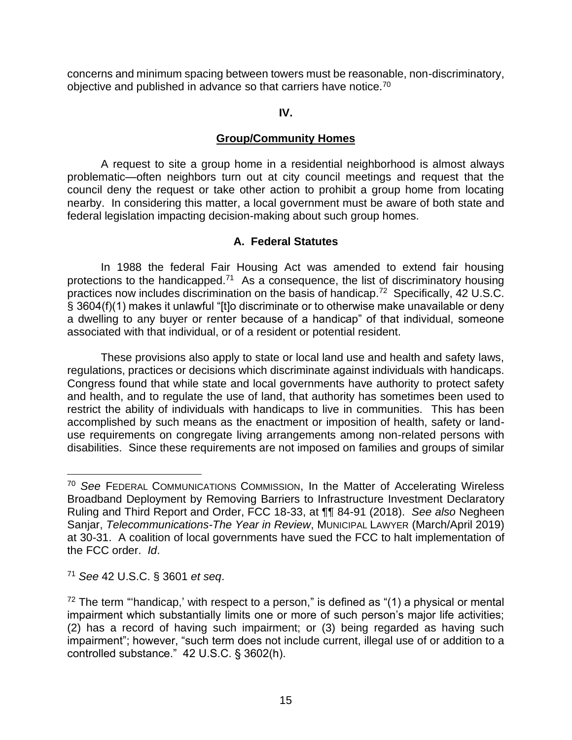concerns and minimum spacing between towers must be reasonable, non-discriminatory, objective and published in advance so that carriers have notice.[70]

## IV.

## Group/Community Homes

A request to site a group home in a residential neighborhood is almost always problematic—often neighbors turn out at city council meetings and request that the council deny the request or take other action to prohibit a group home from locating nearby. In considering this matter, a local government must be aware of both state and federal legislation impacting decision-making about such group homes.

### A. Federal Statutes

In 1988 the federal Fair Housing Act was amended to extend fair housing protections to the handicapped.[71] As a consequence, the list of discriminatory housing practices now includes discrimination on the basis of handicap.[72] Specifically, 42 U.S.C. § 3604(f)(1) makes it unlawful "[t]o discriminate or to otherwise make unavailable or deny a dwelling to any buyer or renter because of a handicap" of that individual, someone associated with that individual, or of a resident or potential resident.

These provisions also apply to state or local land use and health and safety laws, regulations, practices or decisions which discriminate against individuals with handicaps. Congress found that while state and local governments have authority to protect safety and health, and to regulate the use of land, that authority has sometimes been used to restrict the ability of individuals with handicaps to live in communities. This has been accomplished by such means as the enactment or imposition of health, safety or land-use requirements on congregate living arrangements among non-related persons with disabilities. Since these requirements are not imposed on families and groups of similar

---

[70] *See* FEDERAL COMMUNICATIONS COMMISSION, In the Matter of Accelerating Wireless Broadband Deployment by Removing Barriers to Infrastructure Investment Declaratory Ruling and Third Report and Order, FCC 18-33, at ¶¶ 84-91 (2018). *See also* Negheen Sanjar, *Telecommunications-The Year in Review*, MUNICIPAL LAWYER (March/April 2019) at 30-31. A coalition of local governments have sued the FCC to halt implementation of the FCC order. *Id*.

[71] *See* 42 U.S.C. § 3601 *et seq*.

[72] The term "'handicap,' with respect to a person," is defined as "(1) a physical or mental impairment which substantially limits one or more of such person's major life activities; (2) has a record of having such impairment; or (3) being regarded as having such impairment"; however, "such term does not include current, illegal use of or addition to a controlled substance." 42 U.S.C. § 3602(h).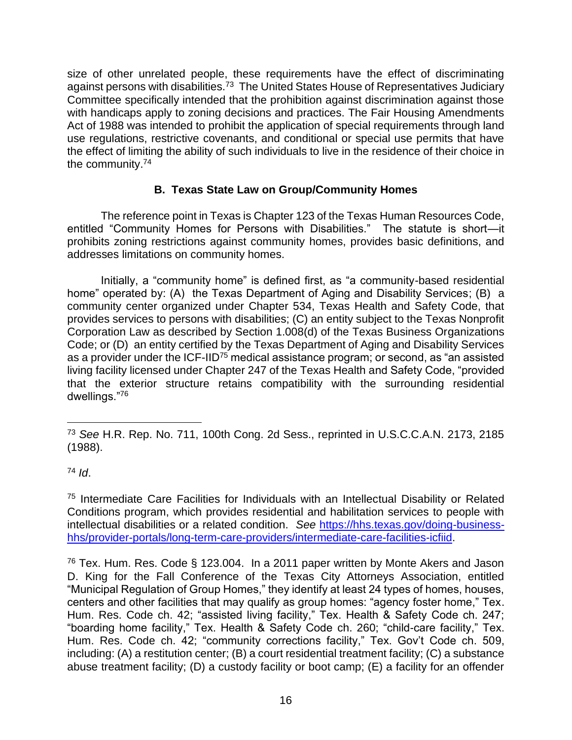size of other unrelated people, these requirements have the effect of discriminating against persons with disabilities.[73] The United States House of Representatives Judiciary Committee specifically intended that the prohibition against discrimination against those with handicaps apply to zoning decisions and practices. The Fair Housing Amendments Act of 1988 was intended to prohibit the application of special requirements through land use regulations, restrictive covenants, and conditional or special use permits that have the effect of limiting the ability of such individuals to live in the residence of their choice in the community.[74]

### B. Texas State Law on Group/Community Homes

The reference point in Texas is Chapter 123 of the Texas Human Resources Code, entitled "Community Homes for Persons with Disabilities." The statute is short—it prohibits zoning restrictions against community homes, provides basic definitions, and addresses limitations on community homes.

Initially, a "community home" is defined first, as "a community-based residential home" operated by: (A) the Texas Department of Aging and Disability Services; (B) a community center organized under Chapter 534, Texas Health and Safety Code, that provides services to persons with disabilities; (C) an entity subject to the Texas Nonprofit Corporation Law as described by Section 1.008(d) of the Texas Business Organizations Code; or (D) an entity certified by the Texas Department of Aging and Disability Services as a provider under the ICF-IID[75] medical assistance program; or second, as "an assisted living facility licensed under Chapter 247 of the Texas Health and Safety Code, "provided that the exterior structure retains compatibility with the surrounding residential dwellings."[76]

---

[73] *See* H.R. Rep. No. 711, 100th Cong. 2d Sess., reprinted in U.S.C.C.A.N. 2173, 2185 (1988).

[74] *Id*.

[75] Intermediate Care Facilities for Individuals with an Intellectual Disability or Related Conditions program, which provides residential and habilitation services to people with intellectual disabilities or a related condition. *See* https://hhs.texas.gov/doing-business-hhs/provider-portals/long-term-care-providers/intermediate-care-facilities-icfiid.

[76] Tex. Hum. Res. Code § 123.004. In a 2011 paper written by Monte Akers and Jason D. King for the Fall Conference of the Texas City Attorneys Association, entitled "Municipal Regulation of Group Homes," they identify at least 24 types of homes, houses, centers and other facilities that may qualify as group homes: "agency foster home," Tex. Hum. Res. Code ch. 42; "assisted living facility," Tex. Health & Safety Code ch. 247; "boarding home facility," Tex. Health & Safety Code ch. 260; "child-care facility," Tex. Hum. Res. Code ch. 42; "community corrections facility," Tex. Gov't Code ch. 509, including: (A) a restitution center; (B) a court residential treatment facility; (C) a substance abuse treatment facility; (D) a custody facility or boot camp; (E) a facility for an offender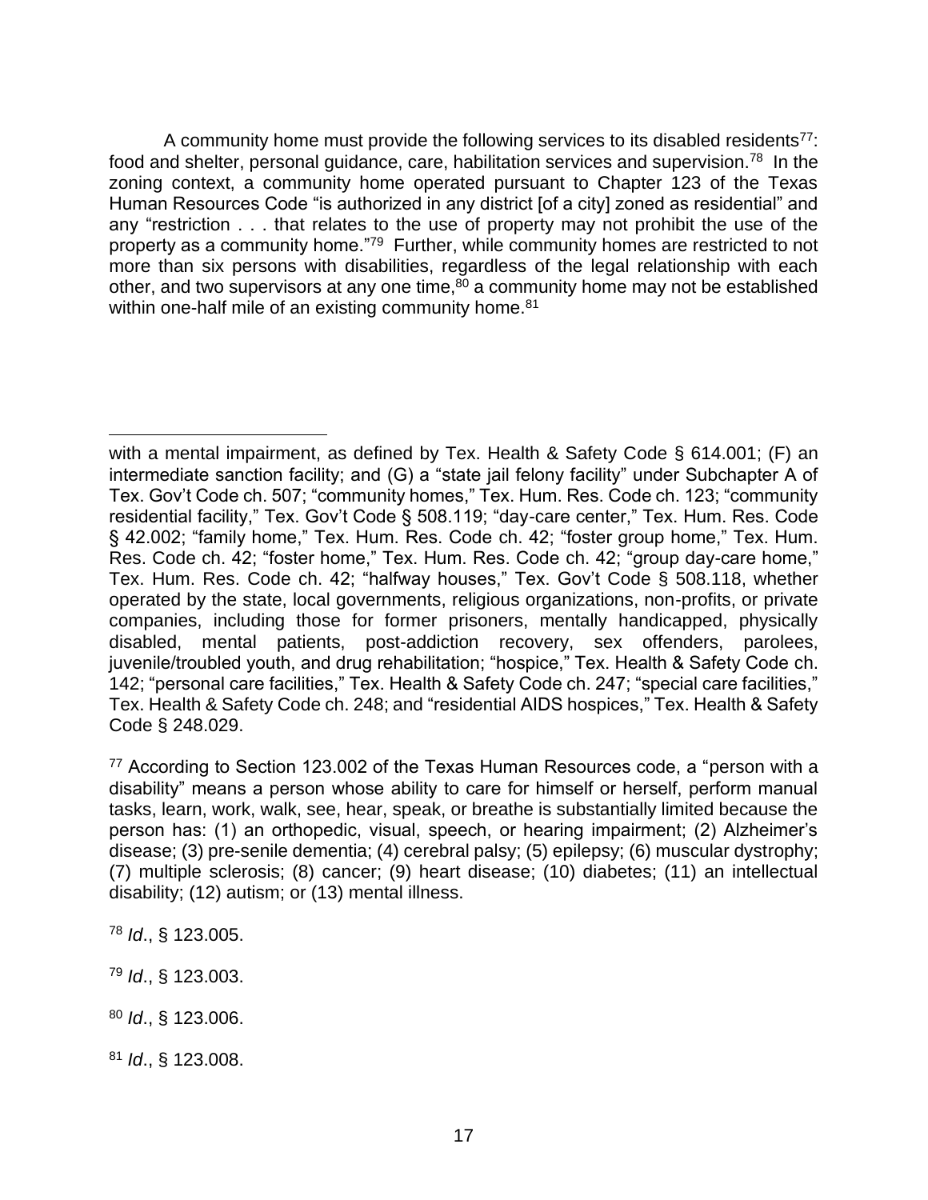A community home must provide the following services to its disabled residents[77]: food and shelter, personal guidance, care, habilitation services and supervision.[78] In the zoning context, a community home operated pursuant to Chapter 123 of the Texas Human Resources Code "is authorized in any district [of a city] zoned as residential" and any "restriction . . . that relates to the use of property may not prohibit the use of the property as a community home."[79] Further, while community homes are restricted to not more than six persons with disabilities, regardless of the legal relationship with each other, and two supervisors at any one time,[80] a community home may not be established within one-half mile of an existing community home.[81]

---

with a mental impairment, as defined by Tex. Health & Safety Code § 614.001; (F) an intermediate sanction facility; and (G) a "state jail felony facility" under Subchapter A of Tex. Gov't Code ch. 507; "community homes," Tex. Hum. Res. Code ch. 123; "community residential facility," Tex. Gov't Code § 508.119; "day-care center," Tex. Hum. Res. Code § 42.002; "family home," Tex. Hum. Res. Code ch. 42; "foster group home," Tex. Hum. Res. Code ch. 42; "foster home," Tex. Hum. Res. Code ch. 42; "group day-care home," Tex. Hum. Res. Code ch. 42; "halfway houses," Tex. Gov't Code § 508.118, whether operated by the state, local governments, religious organizations, non-profits, or private companies, including those for former prisoners, mentally handicapped, physically disabled, mental patients, post-addiction recovery, sex offenders, parolees, juvenile/troubled youth, and drug rehabilitation; "hospice," Tex. Health & Safety Code ch. 142; "personal care facilities," Tex. Health & Safety Code ch. 247; "special care facilities," Tex. Health & Safety Code ch. 248; and "residential AIDS hospices," Tex. Health & Safety Code § 248.029.

[77] According to Section 123.002 of the Texas Human Resources code, a "person with a disability" means a person whose ability to care for himself or herself, perform manual tasks, learn, work, walk, see, hear, speak, or breathe is substantially limited because the person has: (1) an orthopedic, visual, speech, or hearing impairment; (2) Alzheimer's disease; (3) pre-senile dementia; (4) cerebral palsy; (5) epilepsy; (6) muscular dystrophy; (7) multiple sclerosis; (8) cancer; (9) heart disease; (10) diabetes; (11) an intellectual disability; (12) autism; or (13) mental illness.

[78] *Id*., § 123.005.

[79] *Id*., § 123.003.

[80] *Id*., § 123.006.

[81] *Id*., § 123.008.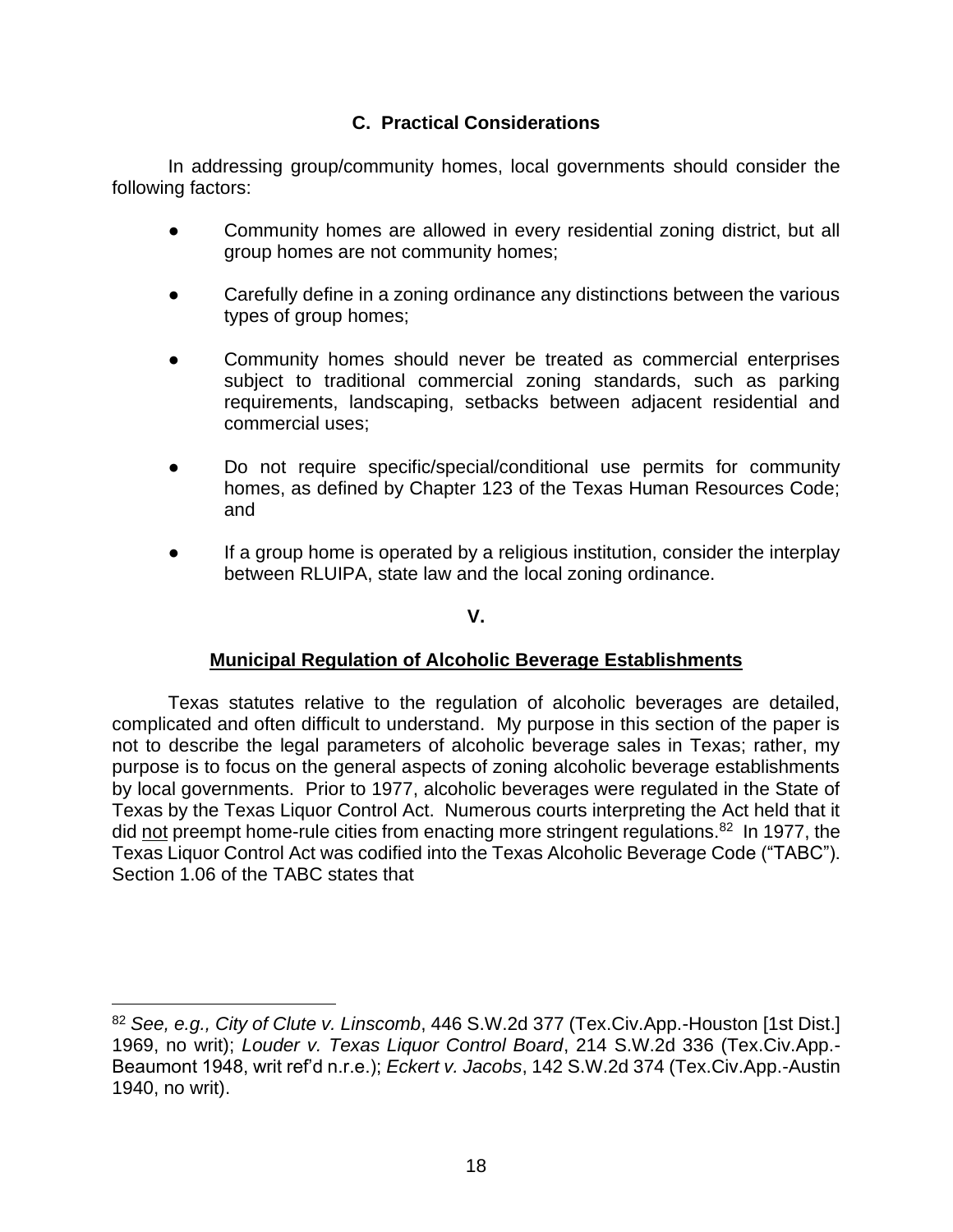### C. Practical Considerations

In addressing group/community homes, local governments should consider the following factors:

- Community homes are allowed in every residential zoning district, but all group homes are not community homes;
- Carefully define in a zoning ordinance any distinctions between the various types of group homes;
- Community homes should never be treated as commercial enterprises subject to traditional commercial zoning standards, such as parking requirements, landscaping, setbacks between adjacent residential and commercial uses;
- Do not require specific/special/conditional use permits for community homes, as defined by Chapter 123 of the Texas Human Resources Code; and
- If a group home is operated by a religious institution, consider the interplay between RLUIPA, state law and the local zoning ordinance.

## V.

## Municipal Regulation of Alcoholic Beverage Establishments

Texas statutes relative to the regulation of alcoholic beverages are detailed, complicated and often difficult to understand. My purpose in this section of the paper is not to describe the legal parameters of alcoholic beverage sales in Texas; rather, my purpose is to focus on the general aspects of zoning alcoholic beverage establishments by local governments. Prior to 1977, alcoholic beverages were regulated in the State of Texas by the Texas Liquor Control Act. Numerous courts interpreting the Act held that it did not preempt home-rule cities from enacting more stringent regulations.[82] In 1977, the Texas Liquor Control Act was codified into the Texas Alcoholic Beverage Code ("TABC"). Section 1.06 of the TABC states that

---

[82] *See, e.g., City of Clute v. Linscomb*, 446 S.W.2d 377 (Tex.Civ.App.-Houston [1st Dist.] 1969, no writ); *Louder v. Texas Liquor Control Board*, 214 S.W.2d 336 (Tex.Civ.App.-Beaumont 1948, writ ref'd n.r.e.); *Eckert v. Jacobs*, 142 S.W.2d 374 (Tex.Civ.App.-Austin 1940, no writ).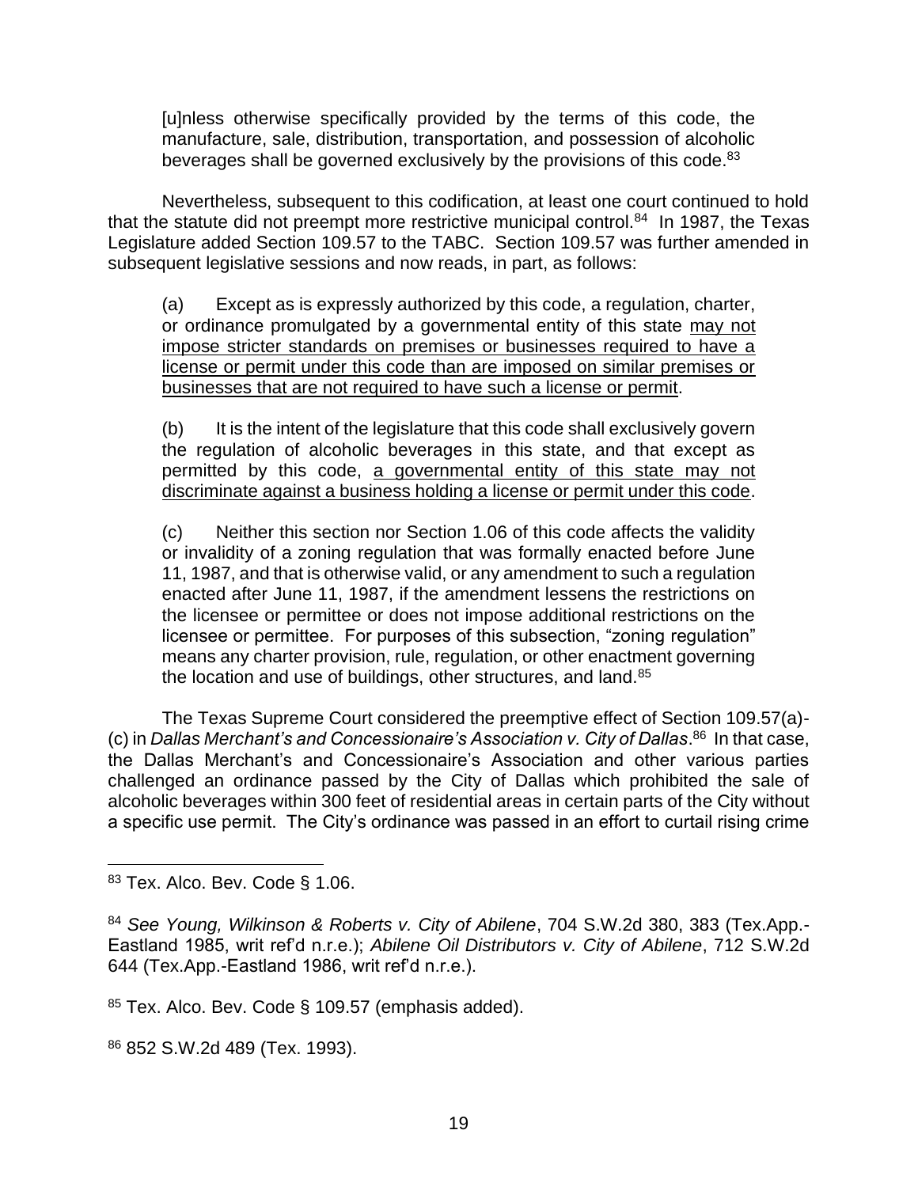> [u]nless otherwise specifically provided by the terms of this code, the manufacture, sale, distribution, transportation, and possession of alcoholic beverages shall be governed exclusively by the provisions of this code.[83]

Nevertheless, subsequent to this codification, at least one court continued to hold that the statute did not preempt more restrictive municipal control.[84] In 1987, the Texas Legislature added Section 109.57 to the TABC. Section 109.57 was further amended in subsequent legislative sessions and now reads, in part, as follows:

> (a) Except as is expressly authorized by this code, a regulation, charter, or ordinance promulgated by a governmental entity of this state <u>may not impose stricter standards on premises or businesses required to have a license or permit under this code than are imposed on similar premises or businesses that are not required to have such a license or permit</u>.
>
> (b) It is the intent of the legislature that this code shall exclusively govern the regulation of alcoholic beverages in this state, and that except as permitted by this code, <u>a governmental entity of this state may not discriminate against a business holding a license or permit under this code</u>.
>
> (c) Neither this section nor Section 1.06 of this code affects the validity or invalidity of a zoning regulation that was formally enacted before June 11, 1987, and that is otherwise valid, or any amendment to such a regulation enacted after June 11, 1987, if the amendment lessens the restrictions on the licensee or permittee or does not impose additional restrictions on the licensee or permittee. For purposes of this subsection, "zoning regulation" means any charter provision, rule, regulation, or other enactment governing the location and use of buildings, other structures, and land.[85]

The Texas Supreme Court considered the preemptive effect of Section 109.57(a)-(c) in *Dallas Merchant's and Concessionaire's Association v. City of Dallas*.[86] In that case, the Dallas Merchant's and Concessionaire's Association and other various parties challenged an ordinance passed by the City of Dallas which prohibited the sale of alcoholic beverages within 300 feet of residential areas in certain parts of the City without a specific use permit. The City's ordinance was passed in an effort to curtail rising crime

---

[83] Tex. Alco. Bev. Code § 1.06.

[84] *See Young, Wilkinson & Roberts v. City of Abilene*, 704 S.W.2d 380, 383 (Tex.App.-Eastland 1985, writ ref'd n.r.e.); *Abilene Oil Distributors v. City of Abilene*, 712 S.W.2d 644 (Tex.App.-Eastland 1986, writ ref'd n.r.e.).

[85] Tex. Alco. Bev. Code § 109.57 (emphasis added).

[86] 852 S.W.2d 489 (Tex. 1993).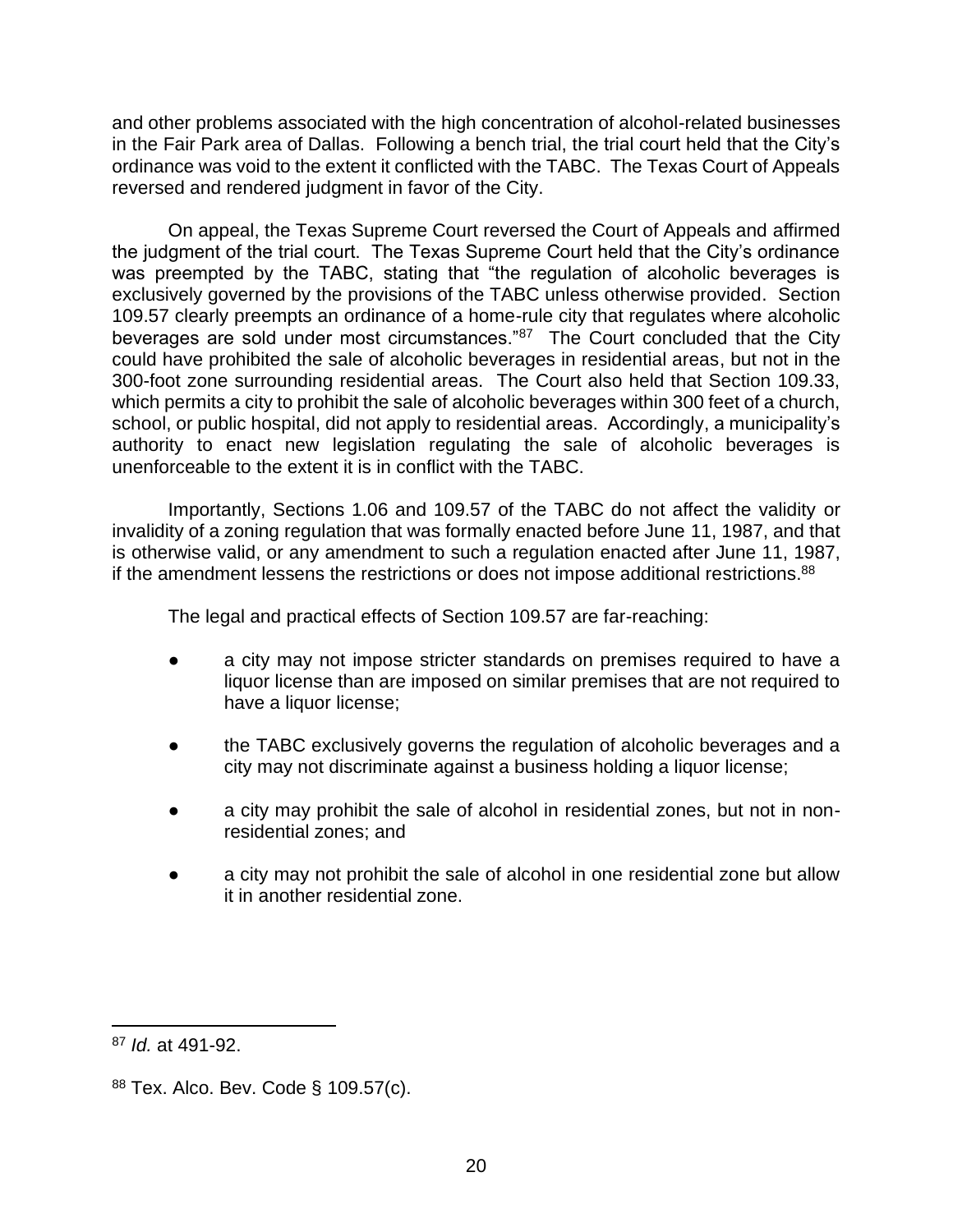and other problems associated with the high concentration of alcohol-related businesses in the Fair Park area of Dallas. Following a bench trial, the trial court held that the City's ordinance was void to the extent it conflicted with the TABC. The Texas Court of Appeals reversed and rendered judgment in favor of the City.

On appeal, the Texas Supreme Court reversed the Court of Appeals and affirmed the judgment of the trial court. The Texas Supreme Court held that the City's ordinance was preempted by the TABC, stating that "the regulation of alcoholic beverages is exclusively governed by the provisions of the TABC unless otherwise provided. Section 109.57 clearly preempts an ordinance of a home-rule city that regulates where alcoholic beverages are sold under most circumstances."[87] The Court concluded that the City could have prohibited the sale of alcoholic beverages in residential areas, but not in the 300-foot zone surrounding residential areas. The Court also held that Section 109.33, which permits a city to prohibit the sale of alcoholic beverages within 300 feet of a church, school, or public hospital, did not apply to residential areas. Accordingly, a municipality's authority to enact new legislation regulating the sale of alcoholic beverages is unenforceable to the extent it is in conflict with the TABC.

Importantly, Sections 1.06 and 109.57 of the TABC do not affect the validity or invalidity of a zoning regulation that was formally enacted before June 11, 1987, and that is otherwise valid, or any amendment to such a regulation enacted after June 11, 1987, if the amendment lessens the restrictions or does not impose additional restrictions.[88]

The legal and practical effects of Section 109.57 are far-reaching:

- a city may not impose stricter standards on premises required to have a liquor license than are imposed on similar premises that are not required to have a liquor license;
- the TABC exclusively governs the regulation of alcoholic beverages and a city may not discriminate against a business holding a liquor license;
- a city may prohibit the sale of alcohol in residential zones, but not in non-residential zones; and
- a city may not prohibit the sale of alcohol in one residential zone but allow it in another residential zone.

---

[87] *Id.* at 491-92.

[88] Tex. Alco. Bev. Code § 109.57(c).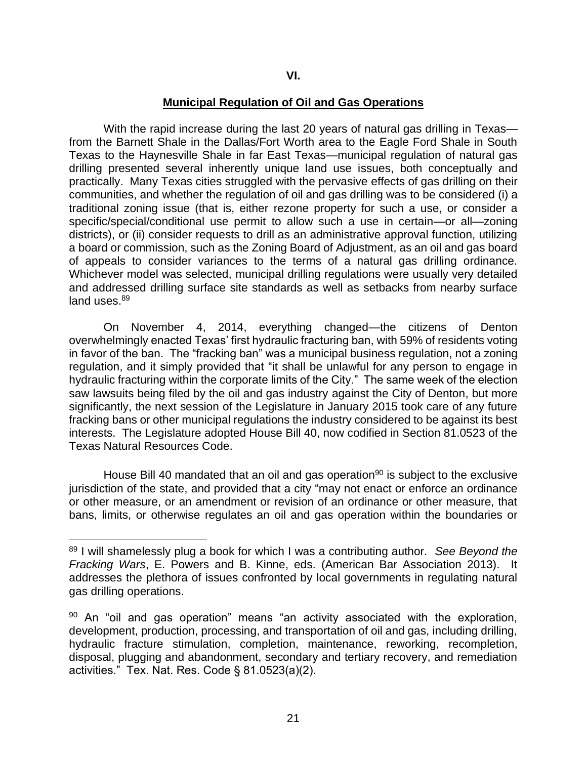## VI.

## Municipal Regulation of Oil and Gas Operations

With the rapid increase during the last 20 years of natural gas drilling in Texas—from the Barnett Shale in the Dallas/Fort Worth area to the Eagle Ford Shale in South Texas to the Haynesville Shale in far East Texas—municipal regulation of natural gas drilling presented several inherently unique land use issues, both conceptually and practically. Many Texas cities struggled with the pervasive effects of gas drilling on their communities, and whether the regulation of oil and gas drilling was to be considered (i) a traditional zoning issue (that is, either rezone property for such a use, or consider a specific/special/conditional use permit to allow such a use in certain—or all—zoning districts), or (ii) consider requests to drill as an administrative approval function, utilizing a board or commission, such as the Zoning Board of Adjustment, as an oil and gas board of appeals to consider variances to the terms of a natural gas drilling ordinance. Whichever model was selected, municipal drilling regulations were usually very detailed and addressed drilling surface site standards as well as setbacks from nearby surface land uses.[89]

On November 4, 2014, everything changed—the citizens of Denton overwhelmingly enacted Texas' first hydraulic fracturing ban, with 59% of residents voting in favor of the ban. The "fracking ban" was a municipal business regulation, not a zoning regulation, and it simply provided that "it shall be unlawful for any person to engage in hydraulic fracturing within the corporate limits of the City." The same week of the election saw lawsuits being filed by the oil and gas industry against the City of Denton, but more significantly, the next session of the Legislature in January 2015 took care of any future fracking bans or other municipal regulations the industry considered to be against its best interests. The Legislature adopted House Bill 40, now codified in Section 81.0523 of the Texas Natural Resources Code.

House Bill 40 mandated that an oil and gas operation[90] is subject to the exclusive jurisdiction of the state, and provided that a city "may not enact or enforce an ordinance or other measure, or an amendment or revision of an ordinance or other measure, that bans, limits, or otherwise regulates an oil and gas operation within the boundaries or

---

[89] I will shamelessly plug a book for which I was a contributing author. *See Beyond the Fracking Wars*, E. Powers and B. Kinne, eds. (American Bar Association 2013). It addresses the plethora of issues confronted by local governments in regulating natural gas drilling operations.

[90] An "oil and gas operation" means "an activity associated with the exploration, development, production, processing, and transportation of oil and gas, including drilling, hydraulic fracture stimulation, completion, maintenance, reworking, recompletion, disposal, plugging and abandonment, secondary and tertiary recovery, and remediation activities." Tex. Nat. Res. Code § 81.0523(a)(2).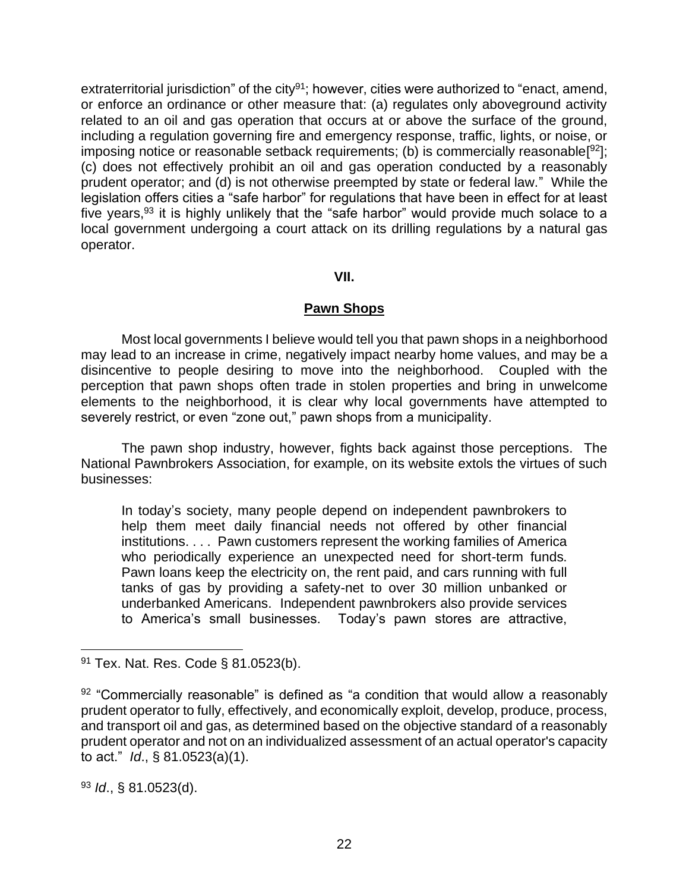extraterritorial jurisdiction" of the city[91]; however, cities were authorized to "enact, amend, or enforce an ordinance or other measure that: (a) regulates only aboveground activity related to an oil and gas operation that occurs at or above the surface of the ground, including a regulation governing fire and emergency response, traffic, lights, or noise, or imposing notice or reasonable setback requirements; (b) is commercially reasonable[[92]]; (c) does not effectively prohibit an oil and gas operation conducted by a reasonably prudent operator; and (d) is not otherwise preempted by state or federal law." While the legislation offers cities a "safe harbor" for regulations that have been in effect for at least five years,[93] it is highly unlikely that the "safe harbor" would provide much solace to a local government undergoing a court attack on its drilling regulations by a natural gas operator.

## VII.

## Pawn Shops

Most local governments I believe would tell you that pawn shops in a neighborhood may lead to an increase in crime, negatively impact nearby home values, and may be a disincentive to people desiring to move into the neighborhood. Coupled with the perception that pawn shops often trade in stolen properties and bring in unwelcome elements to the neighborhood, it is clear why local governments have attempted to severely restrict, or even "zone out," pawn shops from a municipality.

The pawn shop industry, however, fights back against those perceptions. The National Pawnbrokers Association, for example, on its website extols the virtues of such businesses:

> In today's society, many people depend on independent pawnbrokers to help them meet daily financial needs not offered by other financial institutions. . . . Pawn customers represent the working families of America who periodically experience an unexpected need for short-term funds. Pawn loans keep the electricity on, the rent paid, and cars running with full tanks of gas by providing a safety-net to over 30 million unbanked or underbanked Americans. Independent pawnbrokers also provide services to America's small businesses. Today's pawn stores are attractive,

---

[91] Tex. Nat. Res. Code § 81.0523(b).

[92] "Commercially reasonable" is defined as "a condition that would allow a reasonably prudent operator to fully, effectively, and economically exploit, develop, produce, process, and transport oil and gas, as determined based on the objective standard of a reasonably prudent operator and not on an individualized assessment of an actual operator's capacity to act." *Id*., § 81.0523(a)(1).

[93] *Id*., § 81.0523(d).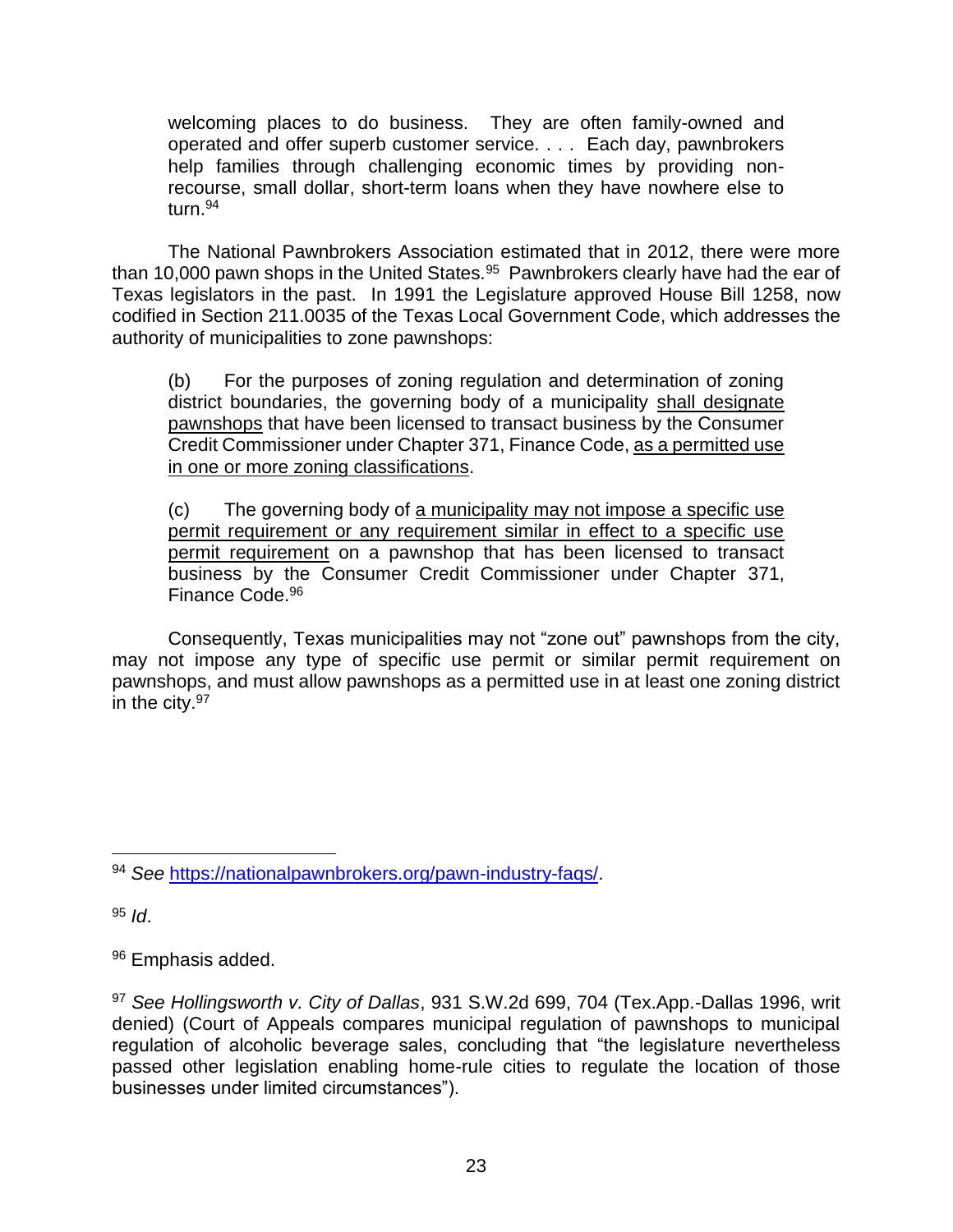> welcoming places to do business. They are often family-owned and operated and offer superb customer service. . . . Each day, pawnbrokers help families through challenging economic times by providing non-recourse, small dollar, short-term loans when they have nowhere else to turn.[94]

The National Pawnbrokers Association estimated that in 2012, there were more than 10,000 pawn shops in the United States.[95] Pawnbrokers clearly have had the ear of Texas legislators in the past. In 1991 the Legislature approved House Bill 1258, now codified in Section 211.0035 of the Texas Local Government Code, which addresses the authority of municipalities to zone pawnshops:

> (b) For the purposes of zoning regulation and determination of zoning district boundaries, the governing body of a municipality <u>shall designate pawnshops</u> that have been licensed to transact business by the Consumer Credit Commissioner under Chapter 371, Finance Code, <u>as a permitted use in one or more zoning classifications</u>.
>
> (c) The governing body of <u>a municipality may not impose a specific use permit requirement or any requirement similar in effect to a specific use permit requirement</u> on a pawnshop that has been licensed to transact business by the Consumer Credit Commissioner under Chapter 371, Finance Code.[96]

Consequently, Texas municipalities may not "zone out" pawnshops from the city, may not impose any type of specific use permit or similar permit requirement on pawnshops, and must allow pawnshops as a permitted use in at least one zoning district in the city.[97]

---

[94] *See* https://nationalpawnbrokers.org/pawn-industry-faqs/.

[95] *Id*.

[96] Emphasis added.

[97] *See Hollingsworth v. City of Dallas*, 931 S.W.2d 699, 704 (Tex.App.-Dallas 1996, writ denied) (Court of Appeals compares municipal regulation of pawnshops to municipal regulation of alcoholic beverage sales, concluding that "the legislature nevertheless passed other legislation enabling home-rule cities to regulate the location of those businesses under limited circumstances").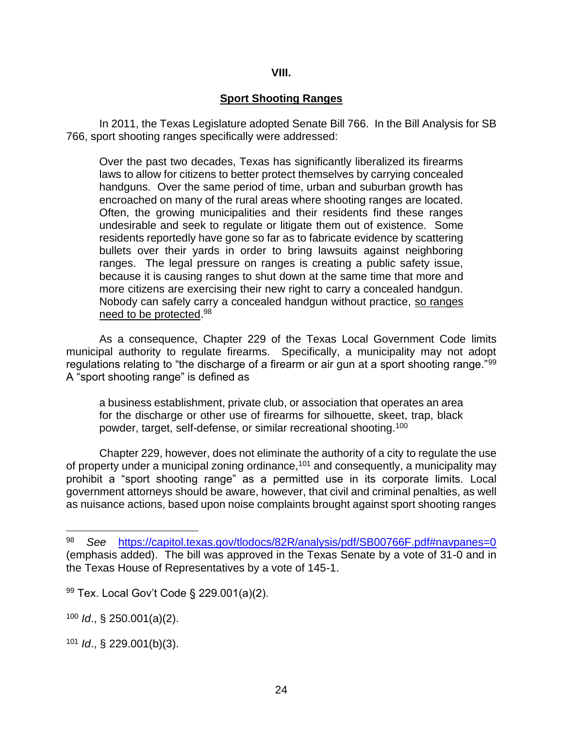## VIII.

## Sport Shooting Ranges

In 2011, the Texas Legislature adopted Senate Bill 766. In the Bill Analysis for SB 766, sport shooting ranges specifically were addressed:

> Over the past two decades, Texas has significantly liberalized its firearms laws to allow for citizens to better protect themselves by carrying concealed handguns. Over the same period of time, urban and suburban growth has encroached on many of the rural areas where shooting ranges are located. Often, the growing municipalities and their residents find these ranges undesirable and seek to regulate or litigate them out of existence. Some residents reportedly have gone so far as to fabricate evidence by scattering bullets over their yards in order to bring lawsuits against neighboring ranges. The legal pressure on ranges is creating a public safety issue, because it is causing ranges to shut down at the same time that more and more citizens are exercising their new right to carry a concealed handgun. Nobody can safely carry a concealed handgun without practice, <u>so ranges need to be protected</u>.[98]

As a consequence, Chapter 229 of the Texas Local Government Code limits municipal authority to regulate firearms. Specifically, a municipality may not adopt regulations relating to "the discharge of a firearm or air gun at a sport shooting range."[99] A "sport shooting range" is defined as

> a business establishment, private club, or association that operates an area for the discharge or other use of firearms for silhouette, skeet, trap, black powder, target, self-defense, or similar recreational shooting.[100]

Chapter 229, however, does not eliminate the authority of a city to regulate the use of property under a municipal zoning ordinance,[101] and consequently, a municipality may prohibit a "sport shooting range" as a permitted use in its corporate limits. Local government attorneys should be aware, however, that civil and criminal penalties, as well as nuisance actions, based upon noise complaints brought against sport shooting ranges

---

[98] *See* https://capitol.texas.gov/tlodocs/82R/analysis/pdf/SB00766F.pdf#navpanes=0 (emphasis added). The bill was approved in the Texas Senate by a vote of 31-0 and in the Texas House of Representatives by a vote of 145-1.

[99] Tex. Local Gov't Code § 229.001(a)(2).

[100] *Id*., § 250.001(a)(2).

[101] *Id*., § 229.001(b)(3).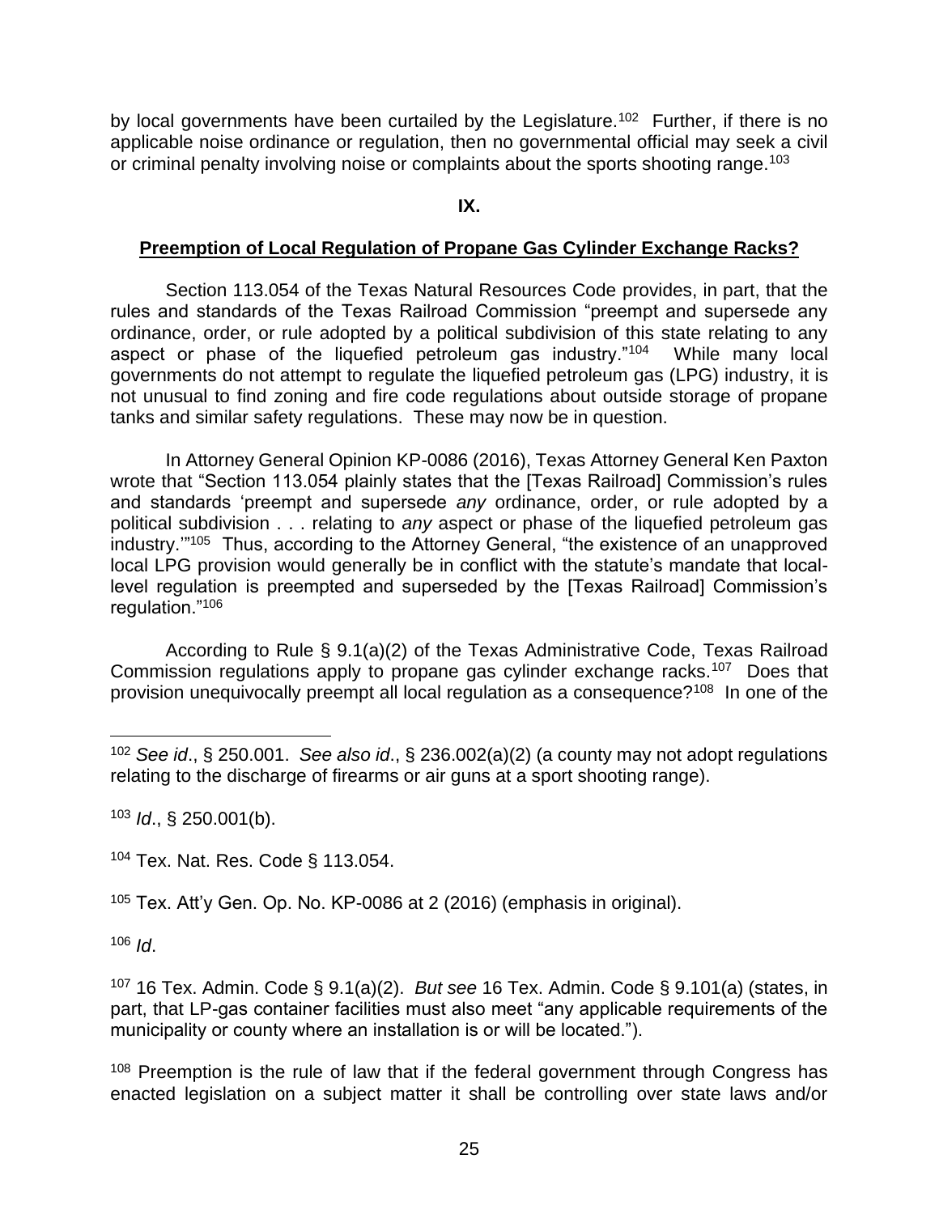by local governments have been curtailed by the Legislature.[102] Further, if there is no applicable noise ordinance or regulation, then no governmental official may seek a civil or criminal penalty involving noise or complaints about the sports shooting range.[103]

## IX.

## Preemption of Local Regulation of Propane Gas Cylinder Exchange Racks?

Section 113.054 of the Texas Natural Resources Code provides, in part, that the rules and standards of the Texas Railroad Commission "preempt and supersede any ordinance, order, or rule adopted by a political subdivision of this state relating to any aspect or phase of the liquefied petroleum gas industry."[104] While many local governments do not attempt to regulate the liquefied petroleum gas (LPG) industry, it is not unusual to find zoning and fire code regulations about outside storage of propane tanks and similar safety regulations. These may now be in question.

In Attorney General Opinion KP-0086 (2016), Texas Attorney General Ken Paxton wrote that "Section 113.054 plainly states that the [Texas Railroad] Commission's rules and standards 'preempt and supersede *any* ordinance, order, or rule adopted by a political subdivision . . . relating to *any* aspect or phase of the liquefied petroleum gas industry.'"[105] Thus, according to the Attorney General, "the existence of an unapproved local LPG provision would generally be in conflict with the statute's mandate that local-level regulation is preempted and superseded by the [Texas Railroad] Commission's regulation."[106]

According to Rule § 9.1(a)(2) of the Texas Administrative Code, Texas Railroad Commission regulations apply to propane gas cylinder exchange racks.[107] Does that provision unequivocally preempt all local regulation as a consequence?[108] In one of the

---

[102] *See id*., § 250.001. *See also id*., § 236.002(a)(2) (a county may not adopt regulations relating to the discharge of firearms or air guns at a sport shooting range).

[103] *Id*., § 250.001(b).

[104] Tex. Nat. Res. Code § 113.054.

[105] Tex. Att'y Gen. Op. No. KP-0086 at 2 (2016) (emphasis in original).

[106] *Id*.

[107] 16 Tex. Admin. Code § 9.1(a)(2). *But see* 16 Tex. Admin. Code § 9.101(a) (states, in part, that LP-gas container facilities must also meet "any applicable requirements of the municipality or county where an installation is or will be located.").

[108] Preemption is the rule of law that if the federal government through Congress has enacted legislation on a subject matter it shall be controlling over state laws and/or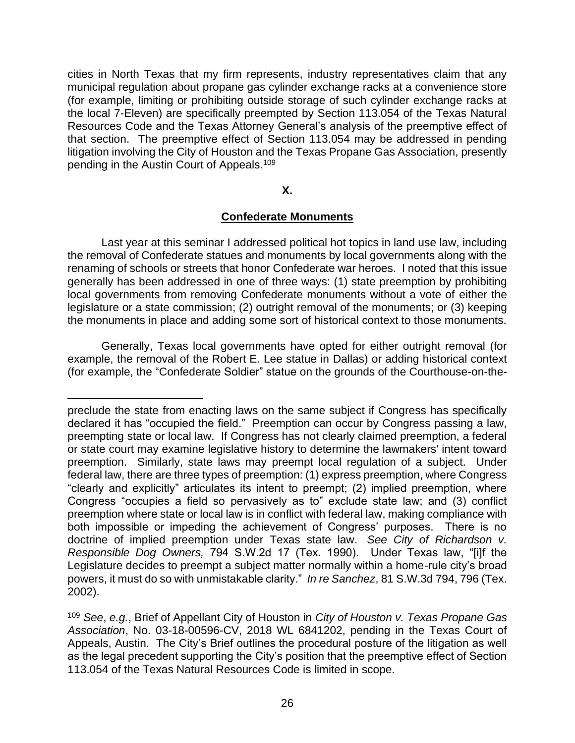cities in North Texas that my firm represents, industry representatives claim that any municipal regulation about propane gas cylinder exchange racks at a convenience store (for example, limiting or prohibiting outside storage of such cylinder exchange racks at the local 7-Eleven) are specifically preempted by Section 113.054 of the Texas Natural Resources Code and the Texas Attorney General's analysis of the preemptive effect of that section. The preemptive effect of Section 113.054 may be addressed in pending litigation involving the City of Houston and the Texas Propane Gas Association, presently pending in the Austin Court of Appeals.[109]

## X.

## Confederate Monuments

Last year at this seminar I addressed political hot topics in land use law, including the removal of Confederate statues and monuments by local governments along with the renaming of schools or streets that honor Confederate war heroes. I noted that this issue generally has been addressed in one of three ways: (1) state preemption by prohibiting local governments from removing Confederate monuments without a vote of either the legislature or a state commission; (2) outright removal of the monuments; or (3) keeping the monuments in place and adding some sort of historical context to those monuments.

Generally, Texas local governments have opted for either outright removal (for example, the removal of the Robert E. Lee statue in Dallas) or adding historical context (for example, the "Confederate Soldier" statue on the grounds of the Courthouse-on-the-

---

preclude the state from enacting laws on the same subject if Congress has specifically declared it has "occupied the field." Preemption can occur by Congress passing a law, preempting state or local law. If Congress has not clearly claimed preemption, a federal or state court may examine legislative history to determine the lawmakers' intent toward preemption. Similarly, state laws may preempt local regulation of a subject. Under federal law, there are three types of preemption: (1) express preemption, where Congress "clearly and explicitly" articulates its intent to preempt; (2) implied preemption, where Congress "occupies a field so pervasively as to" exclude state law; and (3) conflict preemption where state or local law is in conflict with federal law, making compliance with both impossible or impeding the achievement of Congress' purposes. There is no doctrine of implied preemption under Texas state law. *See City of Richardson v. Responsible Dog Owners,* 794 S.W.2d 17 (Tex. 1990). Under Texas law, "[i]f the Legislature decides to preempt a subject matter normally within a home-rule city's broad powers, it must do so with unmistakable clarity." *In re Sanchez*, 81 S.W.3d 794, 796 (Tex. 2002).

[109] *See*, *e.g.*, Brief of Appellant City of Houston in *City of Houston v. Texas Propane Gas Association*, No. 03-18-00596-CV, 2018 WL 6841202, pending in the Texas Court of Appeals, Austin. The City's Brief outlines the procedural posture of the litigation as well as the legal precedent supporting the City's position that the preemptive effect of Section 113.054 of the Texas Natural Resources Code is limited in scope.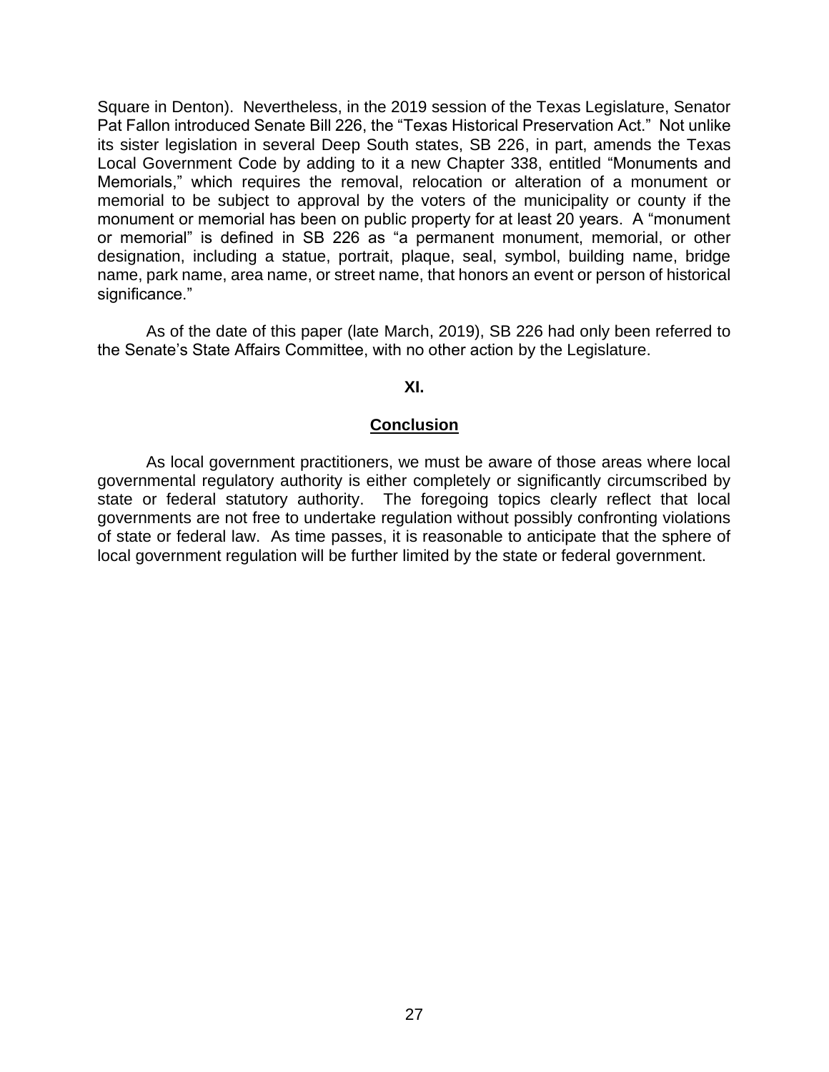Square in Denton). Nevertheless, in the 2019 session of the Texas Legislature, Senator Pat Fallon introduced Senate Bill 226, the "Texas Historical Preservation Act." Not unlike its sister legislation in several Deep South states, SB 226, in part, amends the Texas Local Government Code by adding to it a new Chapter 338, entitled "Monuments and Memorials," which requires the removal, relocation or alteration of a monument or memorial to be subject to approval by the voters of the municipality or county if the monument or memorial has been on public property for at least 20 years. A "monument or memorial" is defined in SB 226 as "a permanent monument, memorial, or other designation, including a statue, portrait, plaque, seal, symbol, building name, bridge name, park name, area name, or street name, that honors an event or person of historical significance."

As of the date of this paper (late March, 2019), SB 226 had only been referred to the Senate's State Affairs Committee, with no other action by the Legislature.

## XI.

## Conclusion

As local government practitioners, we must be aware of those areas where local governmental regulatory authority is either completely or significantly circumscribed by state or federal statutory authority. The foregoing topics clearly reflect that local governments are not free to undertake regulation without possibly confronting violations of state or federal law. As time passes, it is reasonable to anticipate that the sphere of local government regulation will be further limited by the state or federal government.